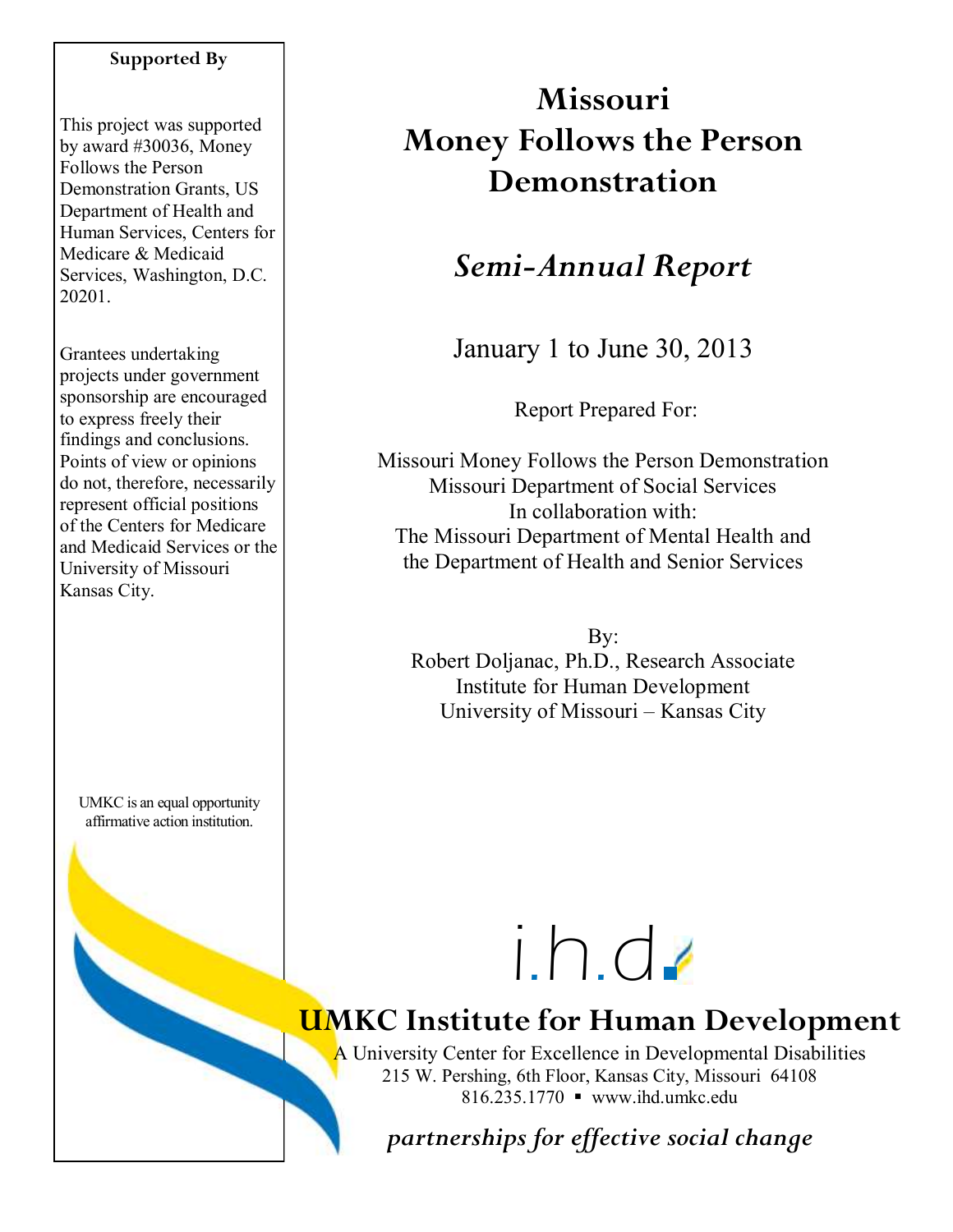# Missouri Money Follows the Person Demonstration

## *Semi-Annual Report*

January 1 to June 30, 2013

Report Prepared For:

Missouri Money Follows the Person Demonstration
Missouri Department of Social Services
In collaboration with:
The Missouri Department of Mental Health and
the Department of Health and Senior Services

By:
Robert Doljanac, Ph.D., Research Associate
Institute for Human Development
University of Missouri – Kansas City

**Supported By**

This project was supported by award #30036, Money Follows the Person Demonstration Grants, US Department of Health and Human Services, Centers for Medicare & Medicaid Services, Washington, D.C. 20201.

Grantees undertaking projects under government sponsorship are encouraged to express freely their findings and conclusions. Points of view or opinions do not, therefore, necessarily represent official positions of the Centers for Medicare and Medicaid Services or the University of Missouri Kansas City.

UMKC is an equal opportunity affirmative action institution.

i.h.d.

**UMKC Institute for Human Development**

A University Center for Excellence in Developmental Disabilities
215 W. Pershing, 6th Floor, Kansas City, Missouri 64108
816.235.1770 ▪ www.ihd.umkc.edu

*partnerships for effective social change*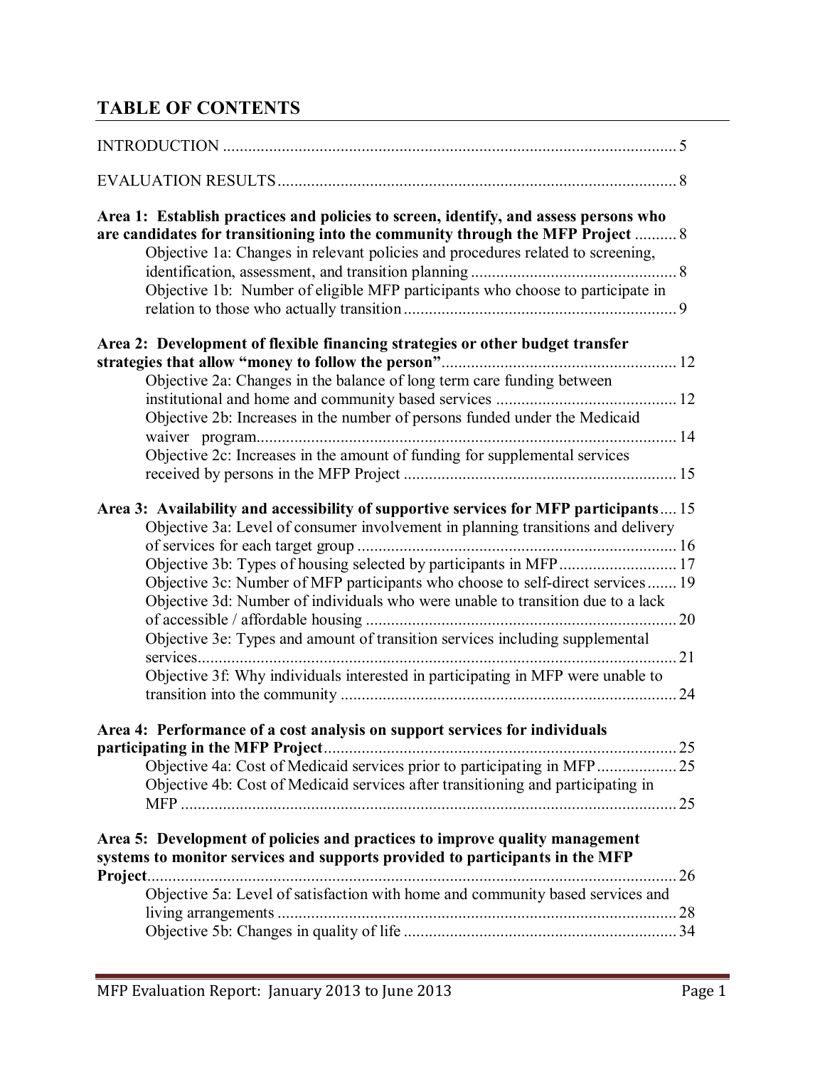## TABLE OF CONTENTS

INTRODUCTION ........................................................................................................... 5

EVALUATION RESULTS .............................................................................................. 8

**Area 1: Establish practices and policies to screen, identify, and assess persons who are candidates for transitioning into the community through the MFP Project** .......... 8

- Objective 1a: Changes in relevant policies and procedures related to screening, identification, assessment, and transition planning ................................................ 8
- Objective 1b: Number of eligible MFP participants who choose to participate in relation to those who actually transition ................................................................ 9

**Area 2: Development of flexible financing strategies or other budget transfer strategies that allow "money to follow the person"** ....................................................... 12

- Objective 2a: Changes in the balance of long term care funding between institutional and home and community based services ........................................... 12
- Objective 2b: Increases in the number of persons funded under the Medicaid waiver program .................................................................................................... 14
- Objective 2c: Increases in the amount of funding for supplemental services received by persons in the MFP Project ................................................................ 15

**Area 3: Availability and accessibility of supportive services for MFP participants** .... 15

- Objective 3a: Level of consumer involvement in planning transitions and delivery of services for each target group ........................................................................... 16
- Objective 3b: Types of housing selected by participants in MFP ............................ 17
- Objective 3c: Number of MFP participants who choose to self-direct services ....... 19
- Objective 3d: Number of individuals who were unable to transition due to a lack of accessible / affordable housing ......................................................................... 20
- Objective 3e: Types and amount of transition services including supplemental services ................................................................................................................. 21
- Objective 3f: Why individuals interested in participating in MFP were unable to transition into the community ............................................................................... 24

**Area 4: Performance of a cost analysis on support services for individuals participating in the MFP Project** ................................................................................... 25

- Objective 4a: Cost of Medicaid services prior to participating in MFP ................... 25
- Objective 4b: Cost of Medicaid services after transitioning and participating in MFP ...................................................................................................................... 25

**Area 5: Development of policies and practices to improve quality management systems to monitor services and supports provided to participants in the MFP Project** ............................................................................................................................ 26

- Objective 5a: Level of satisfaction with home and community based services and living arrangements ............................................................................................... 28
- Objective 5b: Changes in quality of life ................................................................ 34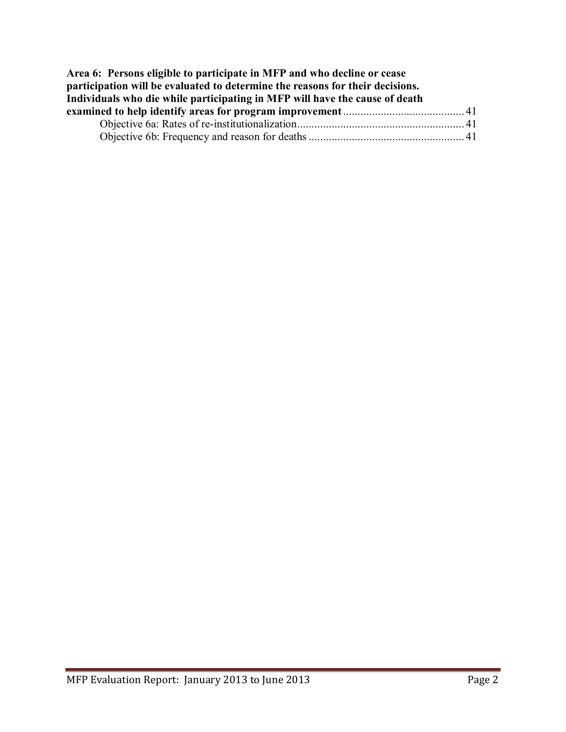**Area 6: Persons eligible to participate in MFP and who decline or cease participation will be evaluated to determine the reasons for their decisions. Individuals who die while participating in MFP will have the cause of death examined to help identify areas for program improvement** .......................................... 41

Objective 6a: Rates of re-institutionalization.......................................................... 41

Objective 6b: Frequency and reason for deaths ..................................................... 41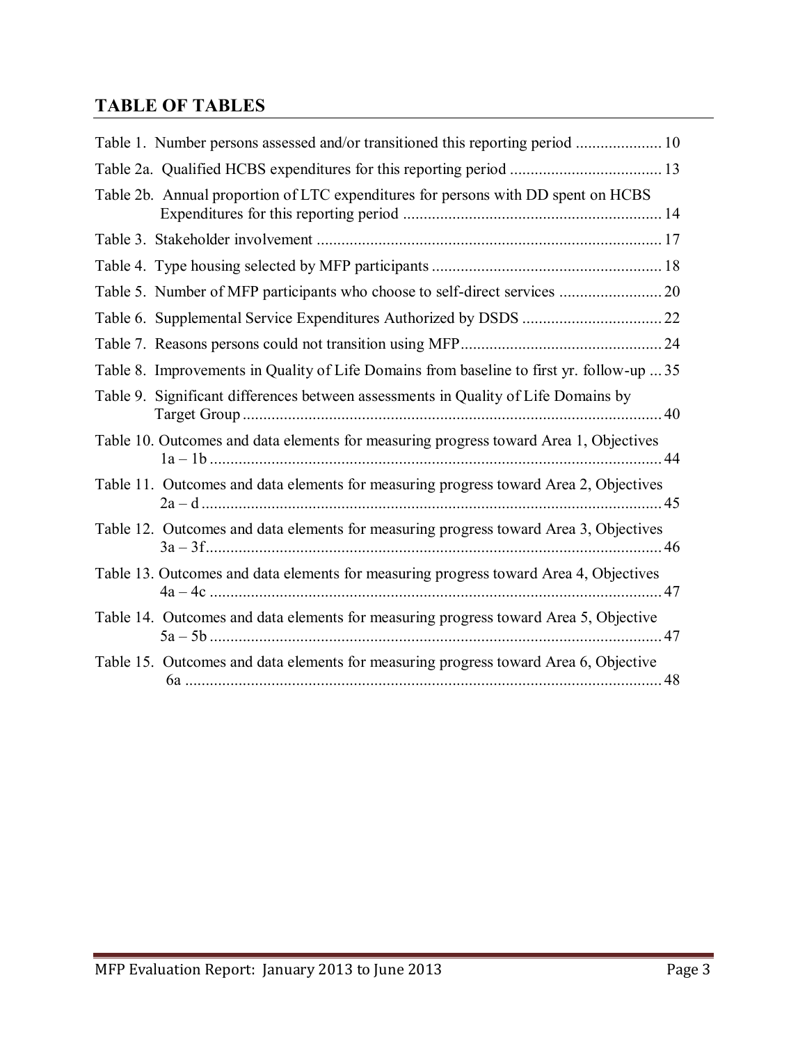## TABLE OF TABLES

Table 1. Number persons assessed and/or transitioned this reporting period ..................... 10

Table 2a. Qualified HCBS expenditures for this reporting period ..................................... 13

Table 2b. Annual proportion of LTC expenditures for persons with DD spent on HCBS Expenditures for this reporting period ............................................................... 14

Table 3. Stakeholder involvement .................................................................................... 17

Table 4. Type housing selected by MFP participants ........................................................ 18

Table 5. Number of MFP participants who choose to self-direct services ......................... 20

Table 6. Supplemental Service Expenditures Authorized by DSDS .................................. 22

Table 7. Reasons persons could not transition using MFP................................................. 24

Table 8. Improvements in Quality of Life Domains from baseline to first yr. follow-up ... 35

Table 9. Significant differences between assessments in Quality of Life Domains by Target Group ...................................................................................................... 40

Table 10. Outcomes and data elements for measuring progress toward Area 1, Objectives 1a – 1b .............................................................................................................. 44

Table 11. Outcomes and data elements for measuring progress toward Area 2, Objectives 2a – d ................................................................................................................ 45

Table 12. Outcomes and data elements for measuring progress toward Area 3, Objectives 3a – 3f............................................................................................................... 46

Table 13. Outcomes and data elements for measuring progress toward Area 4, Objectives 4a – 4c .............................................................................................................. 47

Table 14. Outcomes and data elements for measuring progress toward Area 5, Objective 5a – 5b .............................................................................................................. 47

Table 15. Outcomes and data elements for measuring progress toward Area 6, Objective 6a .................................................................................................................... 48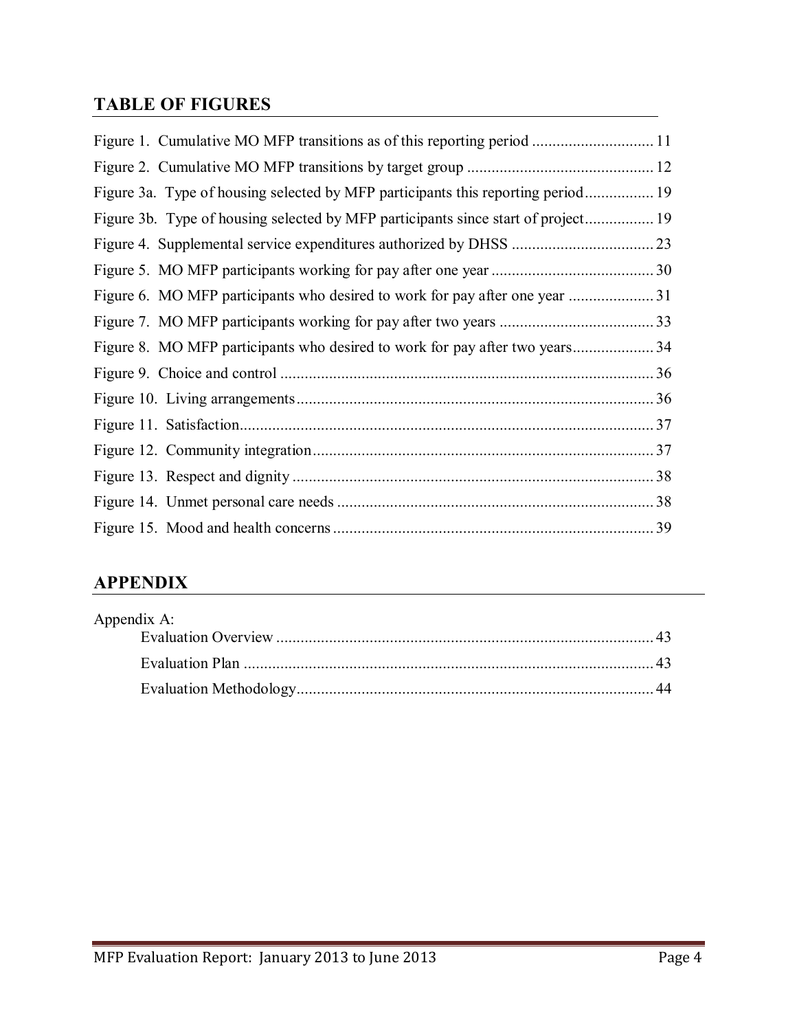## TABLE OF FIGURES

Figure 1. Cumulative MO MFP transitions as of this reporting period ............................. 11

Figure 2. Cumulative MO MFP transitions by target group ............................................. 12

Figure 3a. Type of housing selected by MFP participants this reporting period................ 19

Figure 3b. Type of housing selected by MFP participants since start of project................ 19

Figure 4. Supplemental service expenditures authorized by DHSS .................................. 23

Figure 5. MO MFP participants working for pay after one year ....................................... 30

Figure 6. MO MFP participants who desired to work for pay after one year .................... 31

Figure 7. MO MFP participants working for pay after two years ..................................... 33

Figure 8. MO MFP participants who desired to work for pay after two years................... 34

Figure 9. Choice and control ........................................................................................... 36

Figure 10. Living arrangements....................................................................................... 36

Figure 11. Satisfaction..................................................................................................... 37

Figure 12. Community integration.................................................................................. 37

Figure 13. Respect and dignity ........................................................................................ 38

Figure 14. Unmet personal care needs ............................................................................ 38

Figure 15. Mood and health concerns ............................................................................. 39

## APPENDIX

Appendix A:

- Evaluation Overview ........................................................................................... 43
- Evaluation Plan ................................................................................................... 43
- Evaluation Methodology...................................................................................... 44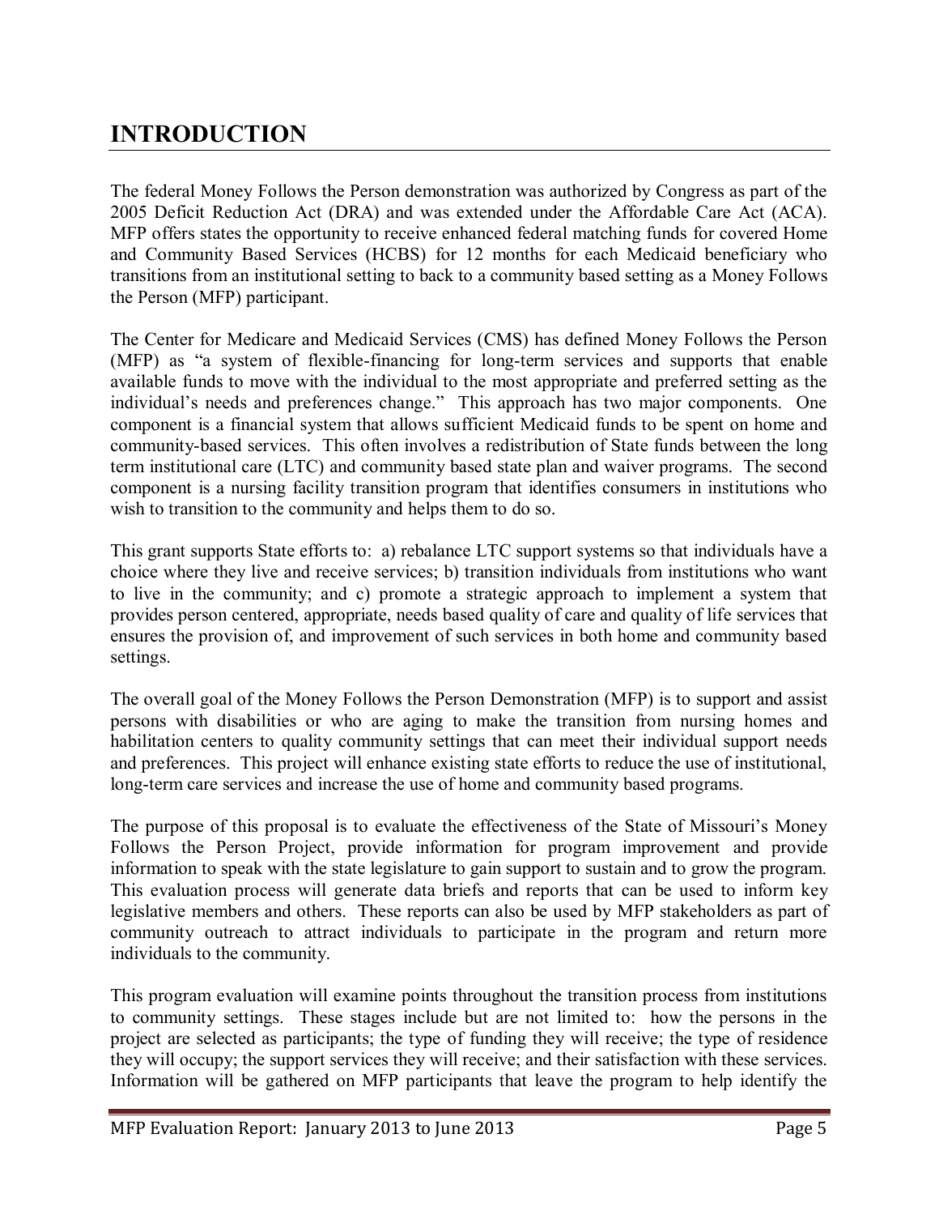# INTRODUCTION

The federal Money Follows the Person demonstration was authorized by Congress as part of the 2005 Deficit Reduction Act (DRA) and was extended under the Affordable Care Act (ACA). MFP offers states the opportunity to receive enhanced federal matching funds for covered Home and Community Based Services (HCBS) for 12 months for each Medicaid beneficiary who transitions from an institutional setting to back to a community based setting as a Money Follows the Person (MFP) participant.

The Center for Medicare and Medicaid Services (CMS) has defined Money Follows the Person (MFP) as "a system of flexible-financing for long-term services and supports that enable available funds to move with the individual to the most appropriate and preferred setting as the individual's needs and preferences change." This approach has two major components. One component is a financial system that allows sufficient Medicaid funds to be spent on home and community-based services. This often involves a redistribution of State funds between the long term institutional care (LTC) and community based state plan and waiver programs. The second component is a nursing facility transition program that identifies consumers in institutions who wish to transition to the community and helps them to do so.

This grant supports State efforts to: a) rebalance LTC support systems so that individuals have a choice where they live and receive services; b) transition individuals from institutions who want to live in the community; and c) promote a strategic approach to implement a system that provides person centered, appropriate, needs based quality of care and quality of life services that ensures the provision of, and improvement of such services in both home and community based settings.

The overall goal of the Money Follows the Person Demonstration (MFP) is to support and assist persons with disabilities or who are aging to make the transition from nursing homes and habilitation centers to quality community settings that can meet their individual support needs and preferences. This project will enhance existing state efforts to reduce the use of institutional, long-term care services and increase the use of home and community based programs.

The purpose of this proposal is to evaluate the effectiveness of the State of Missouri's Money Follows the Person Project, provide information for program improvement and provide information to speak with the state legislature to gain support to sustain and to grow the program. This evaluation process will generate data briefs and reports that can be used to inform key legislative members and others. These reports can also be used by MFP stakeholders as part of community outreach to attract individuals to participate in the program and return more individuals to the community.

This program evaluation will examine points throughout the transition process from institutions to community settings. These stages include but are not limited to: how the persons in the project are selected as participants; the type of funding they will receive; the type of residence they will occupy; the support services they will receive; and their satisfaction with these services. Information will be gathered on MFP participants that leave the program to help identify the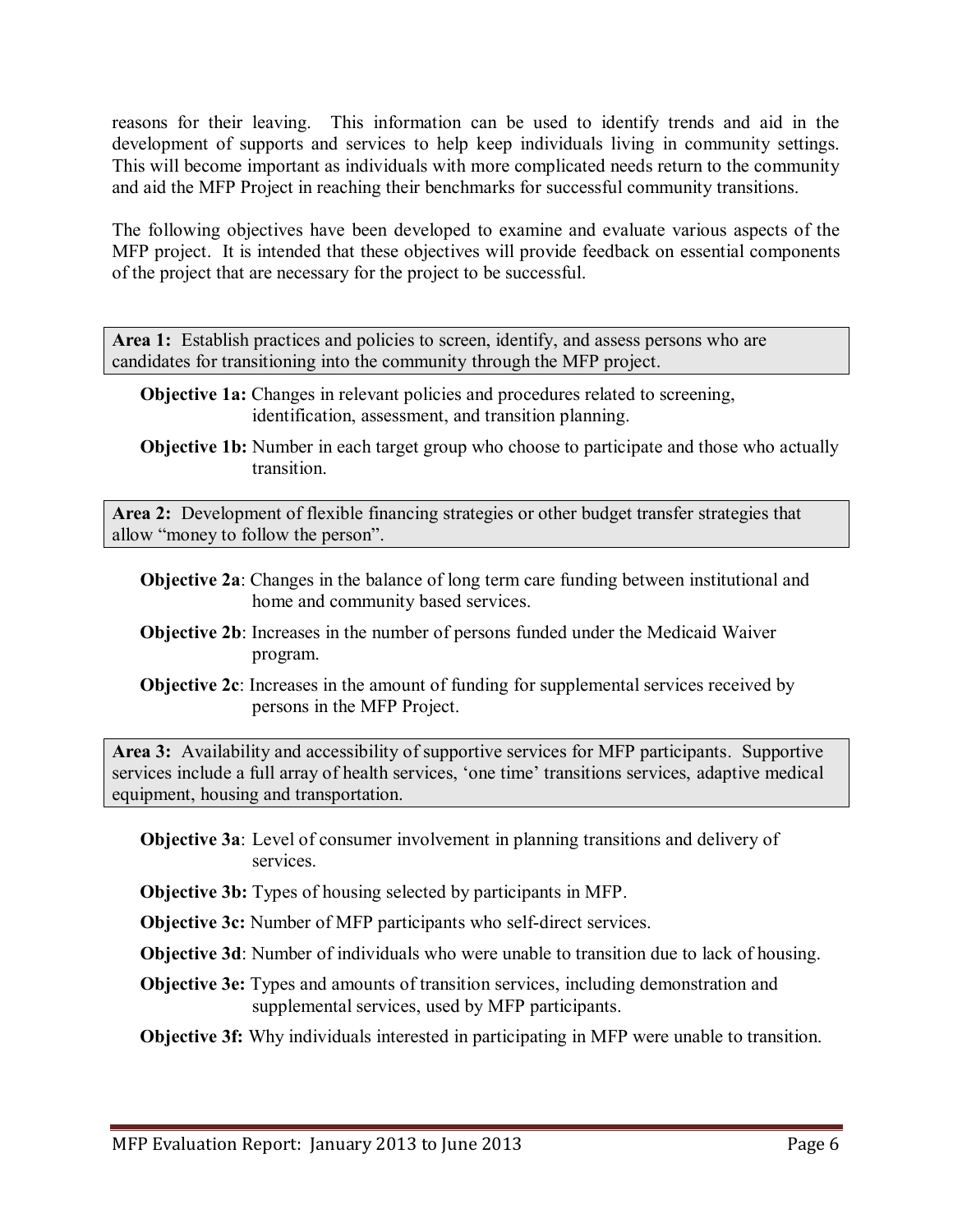reasons for their leaving. This information can be used to identify trends and aid in the development of supports and services to help keep individuals living in community settings. This will become important as individuals with more complicated needs return to the community and aid the MFP Project in reaching their benchmarks for successful community transitions.

The following objectives have been developed to examine and evaluate various aspects of the MFP project. It is intended that these objectives will provide feedback on essential components of the project that are necessary for the project to be successful.

**Area 1:** Establish practices and policies to screen, identify, and assess persons who are candidates for transitioning into the community through the MFP project.

**Objective 1a:** Changes in relevant policies and procedures related to screening, identification, assessment, and transition planning.

**Objective 1b:** Number in each target group who choose to participate and those who actually transition.

**Area 2:** Development of flexible financing strategies or other budget transfer strategies that allow "money to follow the person".

**Objective 2a**: Changes in the balance of long term care funding between institutional and home and community based services.

**Objective 2b**: Increases in the number of persons funded under the Medicaid Waiver program.

**Objective 2c**: Increases in the amount of funding for supplemental services received by persons in the MFP Project.

**Area 3:** Availability and accessibility of supportive services for MFP participants. Supportive services include a full array of health services, 'one time' transitions services, adaptive medical equipment, housing and transportation.

**Objective 3a**: Level of consumer involvement in planning transitions and delivery of services.

**Objective 3b:** Types of housing selected by participants in MFP.

**Objective 3c:** Number of MFP participants who self-direct services.

**Objective 3d**: Number of individuals who were unable to transition due to lack of housing.

**Objective 3e:** Types and amounts of transition services, including demonstration and supplemental services, used by MFP participants.

**Objective 3f:** Why individuals interested in participating in MFP were unable to transition.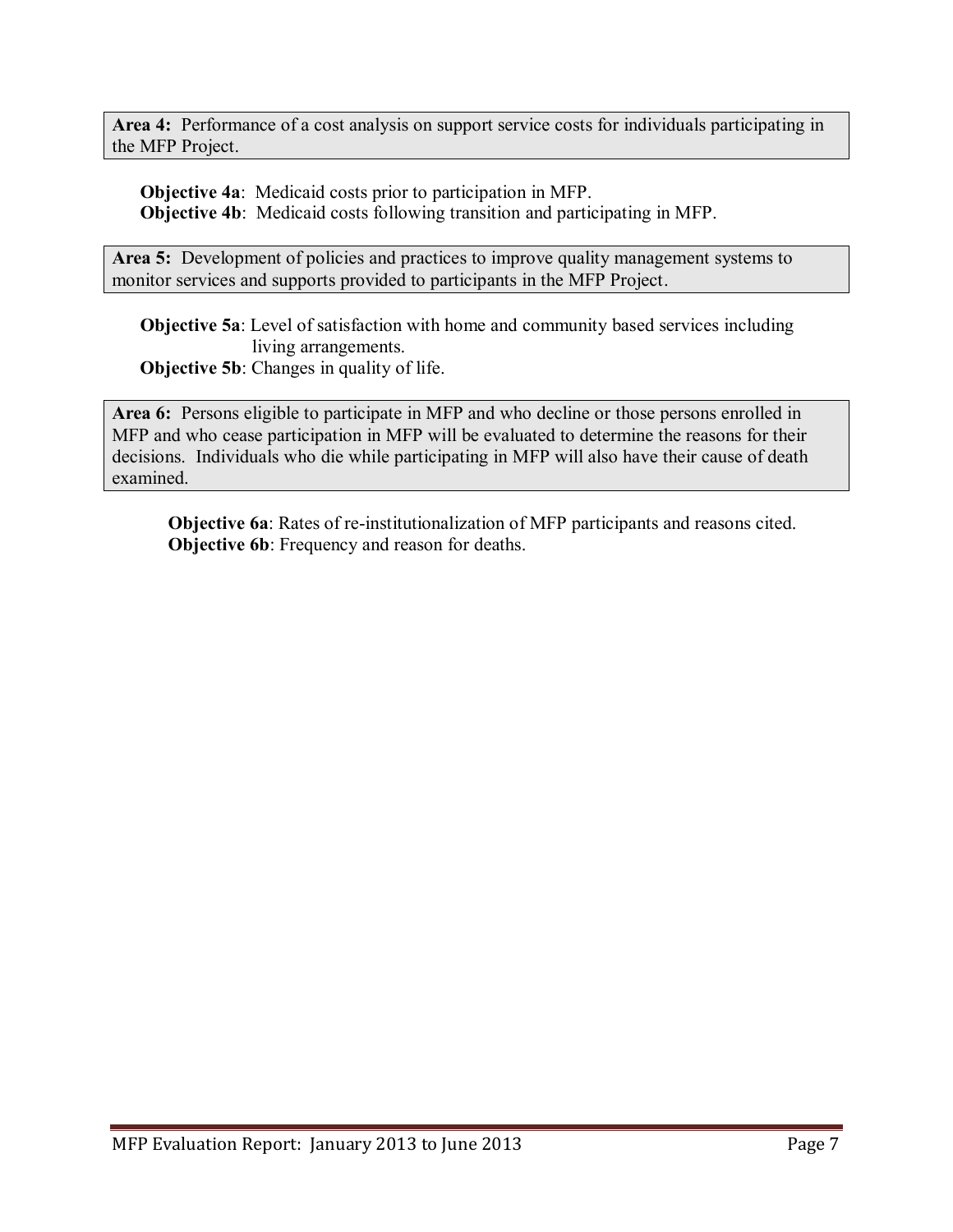**Area 4:** Performance of a cost analysis on support service costs for individuals participating in the MFP Project.

**Objective 4a**: Medicaid costs prior to participation in MFP.
**Objective 4b**: Medicaid costs following transition and participating in MFP.

**Area 5:** Development of policies and practices to improve quality management systems to monitor services and supports provided to participants in the MFP Project.

**Objective 5a**: Level of satisfaction with home and community based services including living arrangements.
**Objective 5b**: Changes in quality of life.

**Area 6:** Persons eligible to participate in MFP and who decline or those persons enrolled in MFP and who cease participation in MFP will be evaluated to determine the reasons for their decisions. Individuals who die while participating in MFP will also have their cause of death examined.

**Objective 6a**: Rates of re-institutionalization of MFP participants and reasons cited.
**Objective 6b**: Frequency and reason for deaths.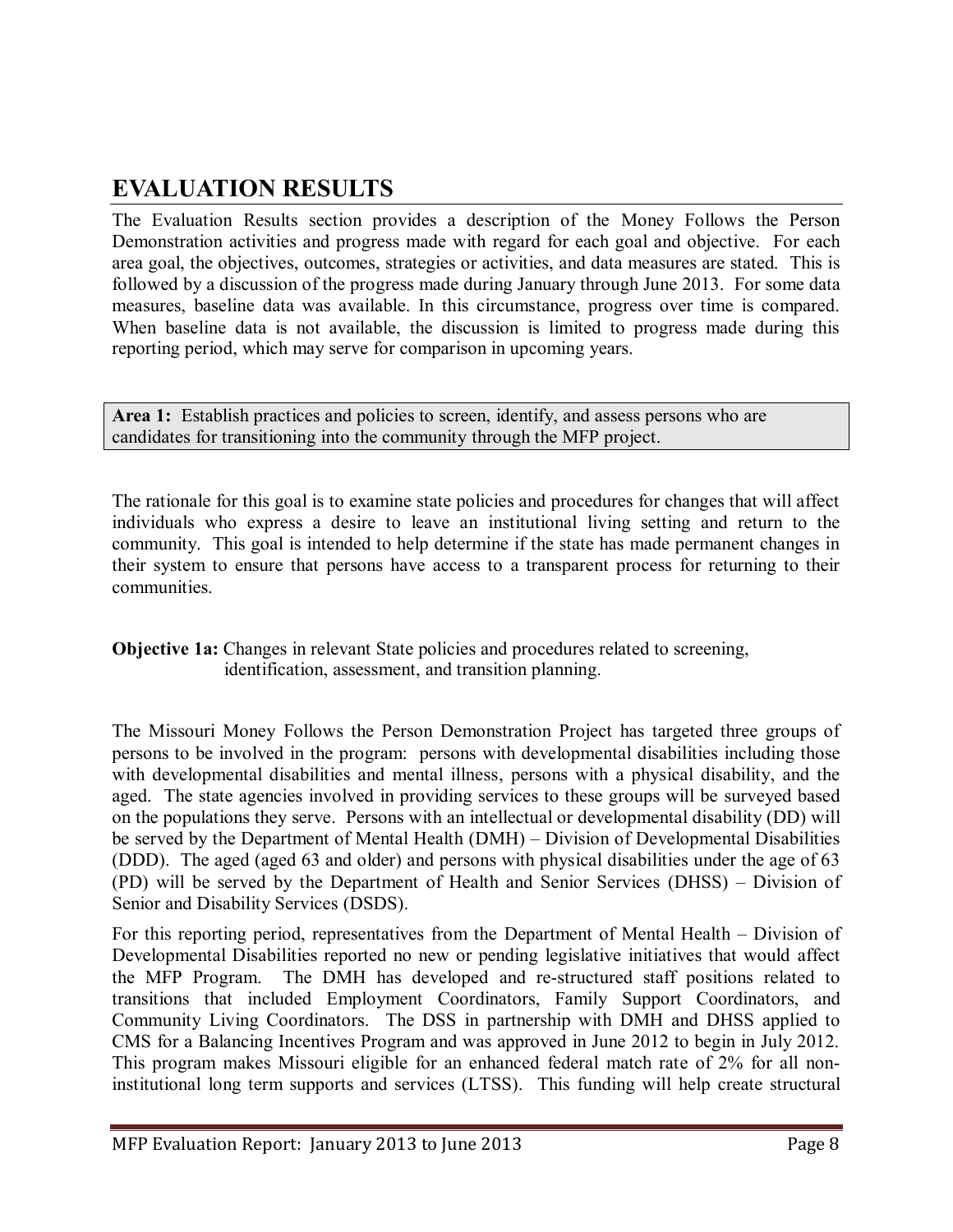# EVALUATION RESULTS

The Evaluation Results section provides a description of the Money Follows the Person Demonstration activities and progress made with regard for each goal and objective. For each area goal, the objectives, outcomes, strategies or activities, and data measures are stated. This is followed by a discussion of the progress made during January through June 2013. For some data measures, baseline data was available. In this circumstance, progress over time is compared. When baseline data is not available, the discussion is limited to progress made during this reporting period, which may serve for comparison in upcoming years.

**Area 1:** Establish practices and policies to screen, identify, and assess persons who are candidates for transitioning into the community through the MFP project.

The rationale for this goal is to examine state policies and procedures for changes that will affect individuals who express a desire to leave an institutional living setting and return to the community. This goal is intended to help determine if the state has made permanent changes in their system to ensure that persons have access to a transparent process for returning to their communities.

**Objective 1a:** Changes in relevant State policies and procedures related to screening, identification, assessment, and transition planning.

The Missouri Money Follows the Person Demonstration Project has targeted three groups of persons to be involved in the program: persons with developmental disabilities including those with developmental disabilities and mental illness, persons with a physical disability, and the aged. The state agencies involved in providing services to these groups will be surveyed based on the populations they serve. Persons with an intellectual or developmental disability (DD) will be served by the Department of Mental Health (DMH) – Division of Developmental Disabilities (DDD). The aged (aged 63 and older) and persons with physical disabilities under the age of 63 (PD) will be served by the Department of Health and Senior Services (DHSS) – Division of Senior and Disability Services (DSDS).

For this reporting period, representatives from the Department of Mental Health – Division of Developmental Disabilities reported no new or pending legislative initiatives that would affect the MFP Program. The DMH has developed and re-structured staff positions related to transitions that included Employment Coordinators, Family Support Coordinators, and Community Living Coordinators. The DSS in partnership with DMH and DHSS applied to CMS for a Balancing Incentives Program and was approved in June 2012 to begin in July 2012. This program makes Missouri eligible for an enhanced federal match rate of 2% for all non-institutional long term supports and services (LTSS). This funding will help create structural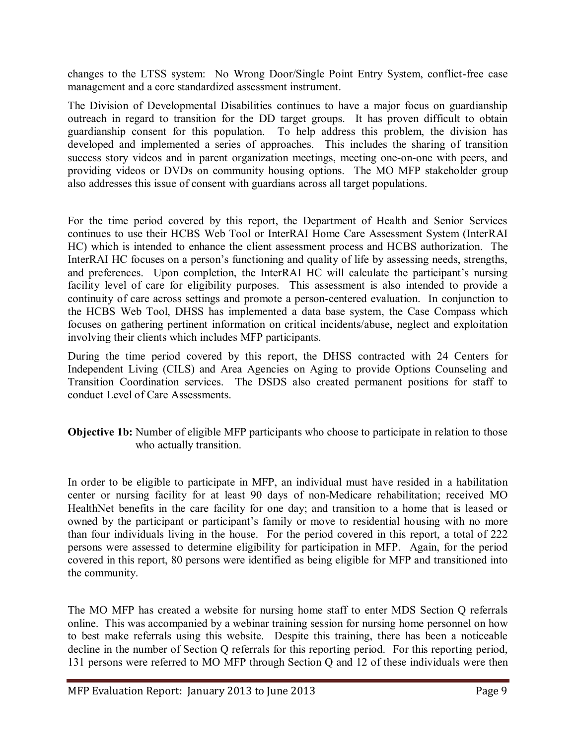changes to the LTSS system: No Wrong Door/Single Point Entry System, conflict-free case management and a core standardized assessment instrument.

The Division of Developmental Disabilities continues to have a major focus on guardianship outreach in regard to transition for the DD target groups. It has proven difficult to obtain guardianship consent for this population. To help address this problem, the division has developed and implemented a series of approaches. This includes the sharing of transition success story videos and in parent organization meetings, meeting one-on-one with peers, and providing videos or DVDs on community housing options. The MO MFP stakeholder group also addresses this issue of consent with guardians across all target populations.

For the time period covered by this report, the Department of Health and Senior Services continues to use their HCBS Web Tool or InterRAI Home Care Assessment System (InterRAI HC) which is intended to enhance the client assessment process and HCBS authorization. The InterRAI HC focuses on a person's functioning and quality of life by assessing needs, strengths, and preferences. Upon completion, the InterRAI HC will calculate the participant's nursing facility level of care for eligibility purposes. This assessment is also intended to provide a continuity of care across settings and promote a person-centered evaluation. In conjunction to the HCBS Web Tool, DHSS has implemented a data base system, the Case Compass which focuses on gathering pertinent information on critical incidents/abuse, neglect and exploitation involving their clients which includes MFP participants.

During the time period covered by this report, the DHSS contracted with 24 Centers for Independent Living (CILS) and Area Agencies on Aging to provide Options Counseling and Transition Coordination services. The DSDS also created permanent positions for staff to conduct Level of Care Assessments.

**Objective 1b:** Number of eligible MFP participants who choose to participate in relation to those who actually transition.

In order to be eligible to participate in MFP, an individual must have resided in a habilitation center or nursing facility for at least 90 days of non-Medicare rehabilitation; received MO HealthNet benefits in the care facility for one day; and transition to a home that is leased or owned by the participant or participant's family or move to residential housing with no more than four individuals living in the house. For the period covered in this report, a total of 222 persons were assessed to determine eligibility for participation in MFP. Again, for the period covered in this report, 80 persons were identified as being eligible for MFP and transitioned into the community.

The MO MFP has created a website for nursing home staff to enter MDS Section Q referrals online. This was accompanied by a webinar training session for nursing home personnel on how to best make referrals using this website. Despite this training, there has been a noticeable decline in the number of Section Q referrals for this reporting period. For this reporting period, 131 persons were referred to MO MFP through Section Q and 12 of these individuals were then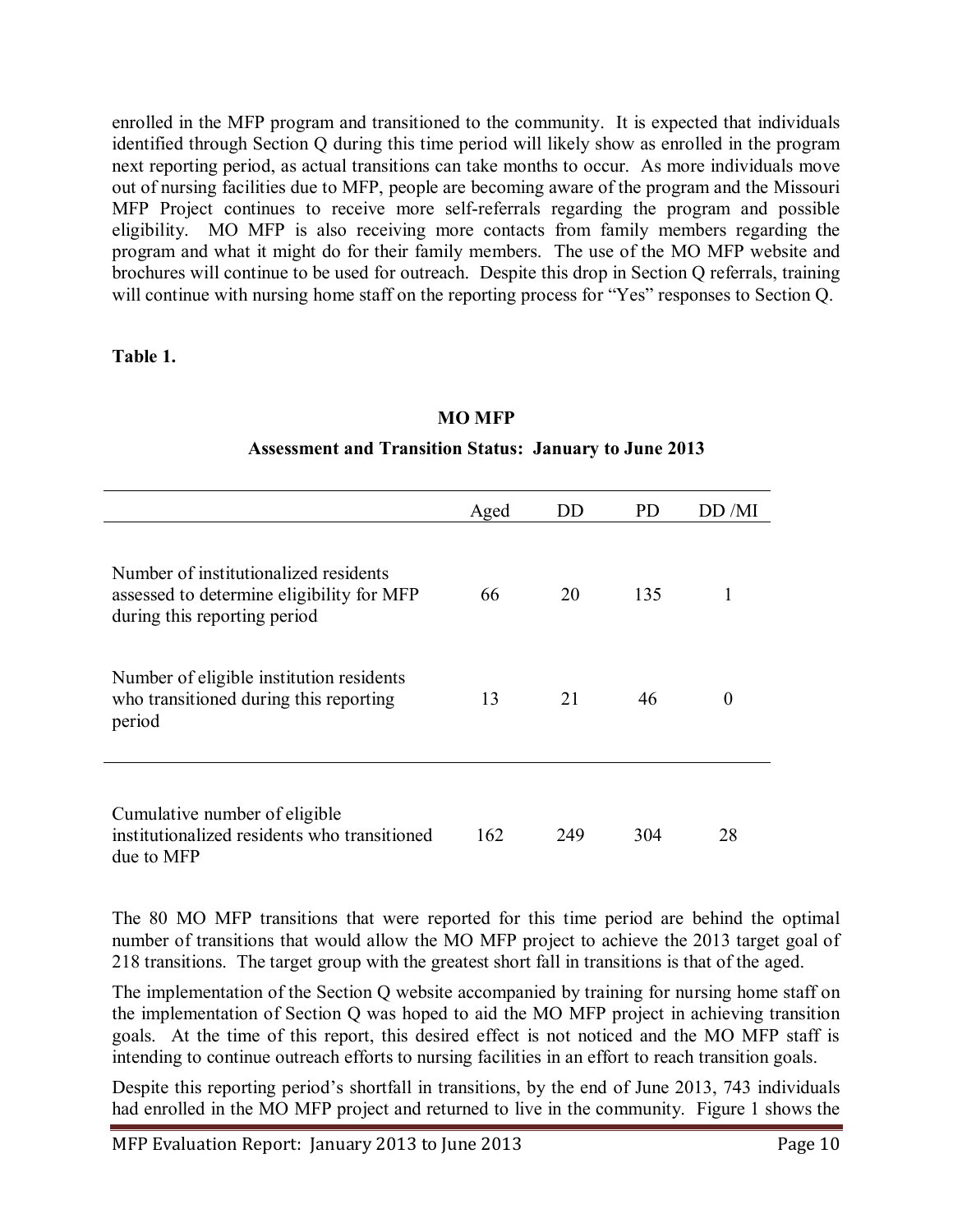enrolled in the MFP program and transitioned to the community. It is expected that individuals identified through Section Q during this time period will likely show as enrolled in the program next reporting period, as actual transitions can take months to occur. As more individuals move out of nursing facilities due to MFP, people are becoming aware of the program and the Missouri MFP Project continues to receive more self-referrals regarding the program and possible eligibility. MO MFP is also receiving more contacts from family members regarding the program and what it might do for their family members. The use of the MO MFP website and brochures will continue to be used for outreach. Despite this drop in Section Q referrals, training will continue with nursing home staff on the reporting process for "Yes" responses to Section Q.

**Table 1.**

**MO MFP**

**Assessment and Transition Status: January to June 2013**

| | Aged | DD | PD | DD /MI |
|---|---|---|---|---|
| Number of institutionalized residents assessed to determine eligibility for MFP during this reporting period | 66 | 20 | 135 | 1 |
| Number of eligible institution residents who transitioned during this reporting period | 13 | 21 | 46 | 0 |
| Cumulative number of eligible institutionalized residents who transitioned due to MFP | 162 | 249 | 304 | 28 |

The 80 MO MFP transitions that were reported for this time period are behind the optimal number of transitions that would allow the MO MFP project to achieve the 2013 target goal of 218 transitions. The target group with the greatest short fall in transitions is that of the aged.

The implementation of the Section Q website accompanied by training for nursing home staff on the implementation of Section Q was hoped to aid the MO MFP project in achieving transition goals. At the time of this report, this desired effect is not noticed and the MO MFP staff is intending to continue outreach efforts to nursing facilities in an effort to reach transition goals.

Despite this reporting period's shortfall in transitions, by the end of June 2013, 743 individuals had enrolled in the MO MFP project and returned to live in the community. Figure 1 shows the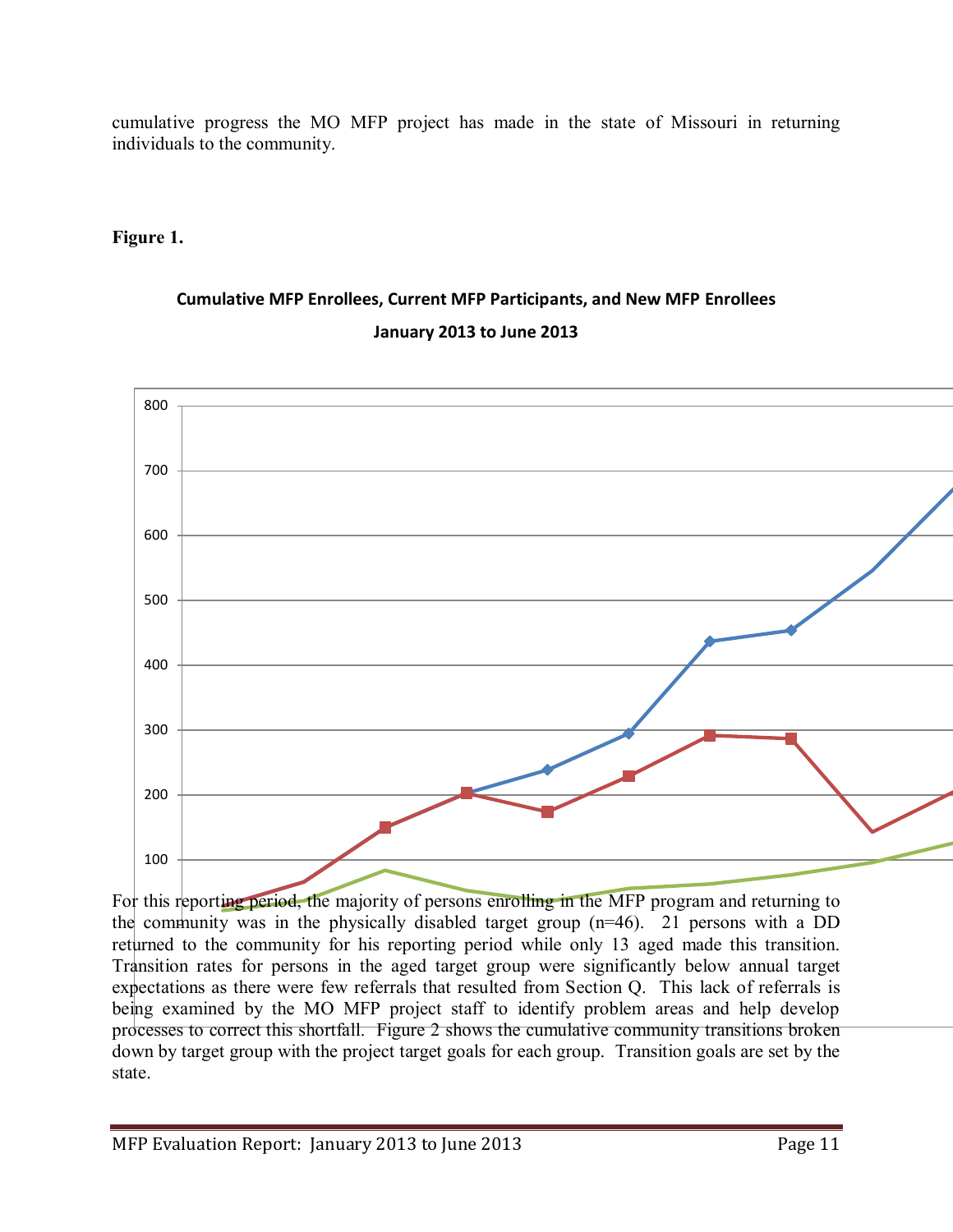cumulative progress the MO MFP project has made in the state of Missouri in returning individuals to the community.

**Figure 1.**

**Cumulative MFP Enrollees, Current MFP Participants, and New MFP Enrollees**

**January 2013 to June 2013**

For this reporting period, the majority of persons enrolling in the MFP program and returning to the community was in the physically disabled target group (n=46). 21 persons with a DD returned to the community for his reporting period while only 13 aged made this transition. Transition rates for persons in the aged target group were significantly below annual target expectations as there were few referrals that resulted from Section Q. This lack of referrals is being examined by the MO MFP project staff to identify problem areas and help develop processes to correct this shortfall. Figure 2 shows the cumulative community transitions broken down by target group with the project target goals for each group. Transition goals are set by the state.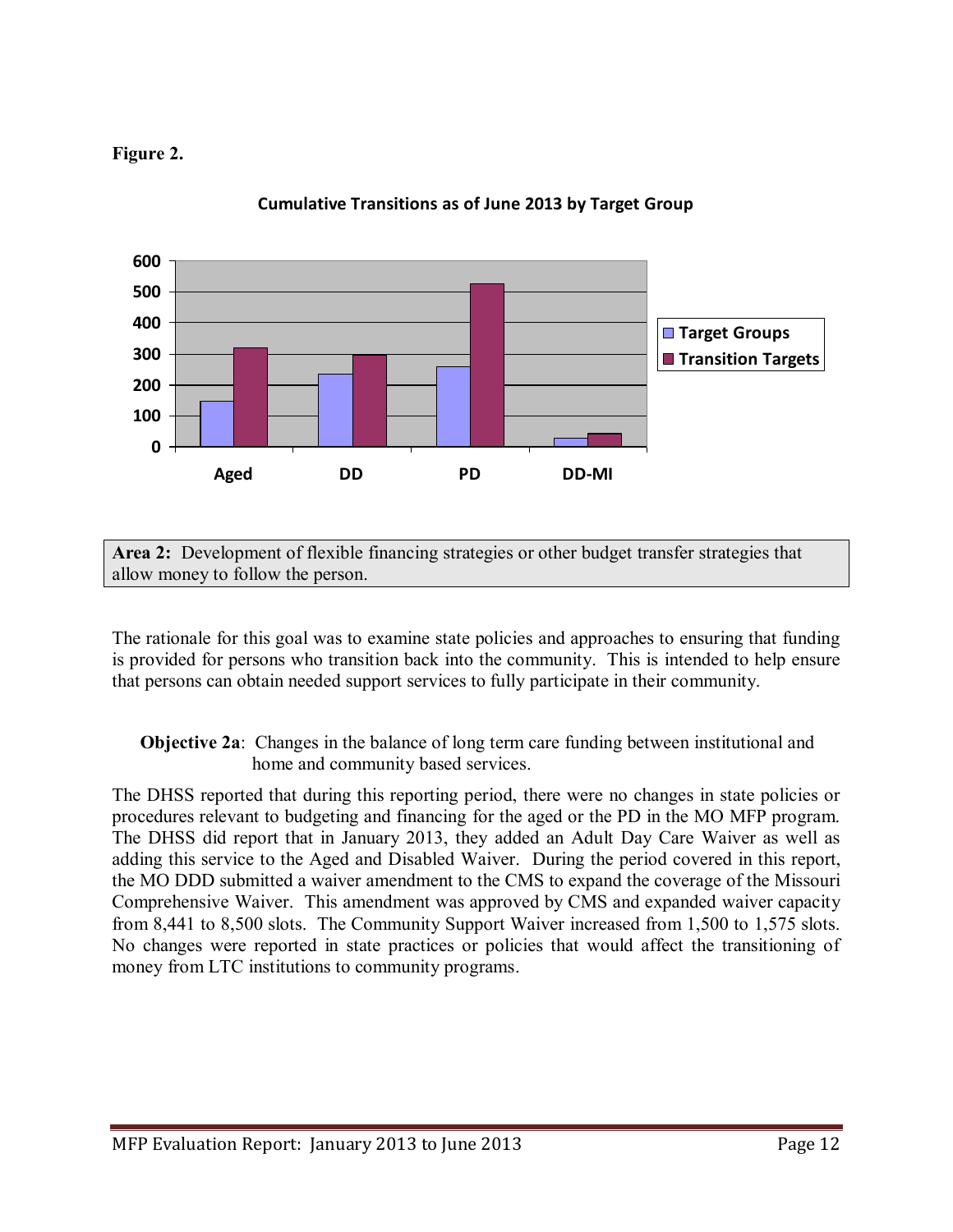**Figure 2.**

**Cumulative Transitions as of June 2013 by Target Group**

**Area 2:** Development of flexible financing strategies or other budget transfer strategies that allow money to follow the person.

The rationale for this goal was to examine state policies and approaches to ensuring that funding is provided for persons who transition back into the community. This is intended to help ensure that persons can obtain needed support services to fully participate in their community.

**Objective 2a**: Changes in the balance of long term care funding between institutional and home and community based services.

The DHSS reported that during this reporting period, there were no changes in state policies or procedures relevant to budgeting and financing for the aged or the PD in the MO MFP program. The DHSS did report that in January 2013, they added an Adult Day Care Waiver as well as adding this service to the Aged and Disabled Waiver. During the period covered in this report, the MO DDD submitted a waiver amendment to the CMS to expand the coverage of the Missouri Comprehensive Waiver. This amendment was approved by CMS and expanded waiver capacity from 8,441 to 8,500 slots. The Community Support Waiver increased from 1,500 to 1,575 slots. No changes were reported in state practices or policies that would affect the transitioning of money from LTC institutions to community programs.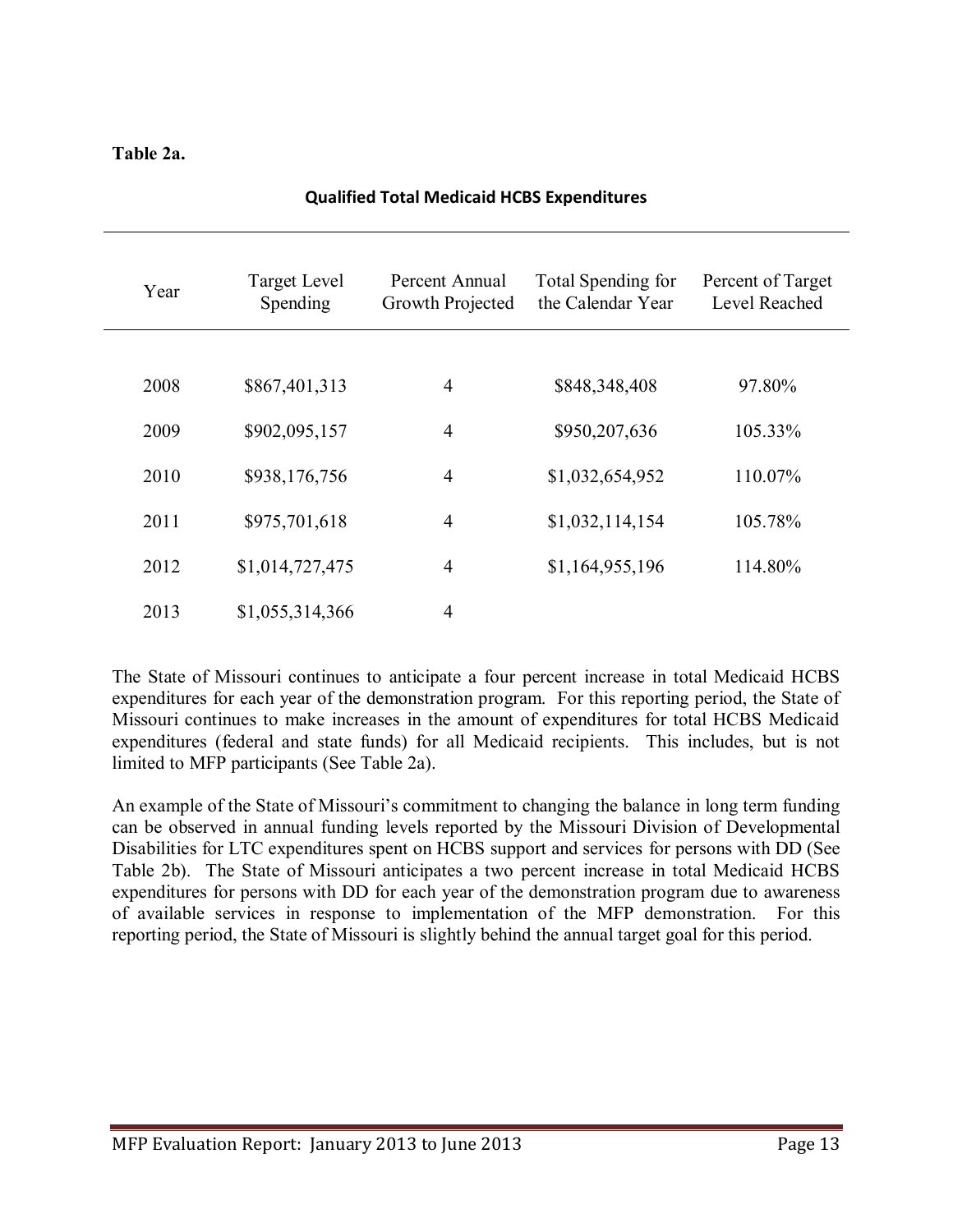**Table 2a.**

**Qualified Total Medicaid HCBS Expenditures**

| Year | Target Level Spending | Percent Annual Growth Projected | Total Spending for the Calendar Year | Percent of Target Level Reached |
|---|---|---|---|---|
| 2008 | $867,401,313 | 4 | $848,348,408 | 97.80% |
| 2009 | $902,095,157 | 4 | $950,207,636 | 105.33% |
| 2010 | $938,176,756 | 4 | $1,032,654,952 | 110.07% |
| 2011 | $975,701,618 | 4 | $1,032,114,154 | 105.78% |
| 2012 | $1,014,727,475 | 4 | $1,164,955,196 | 114.80% |
| 2013 | $1,055,314,366 | 4 | | |

The State of Missouri continues to anticipate a four percent increase in total Medicaid HCBS expenditures for each year of the demonstration program. For this reporting period, the State of Missouri continues to make increases in the amount of expenditures for total HCBS Medicaid expenditures (federal and state funds) for all Medicaid recipients. This includes, but is not limited to MFP participants (See Table 2a).

An example of the State of Missouri's commitment to changing the balance in long term funding can be observed in annual funding levels reported by the Missouri Division of Developmental Disabilities for LTC expenditures spent on HCBS support and services for persons with DD (See Table 2b). The State of Missouri anticipates a two percent increase in total Medicaid HCBS expenditures for persons with DD for each year of the demonstration program due to awareness of available services in response to implementation of the MFP demonstration. For this reporting period, the State of Missouri is slightly behind the annual target goal for this period.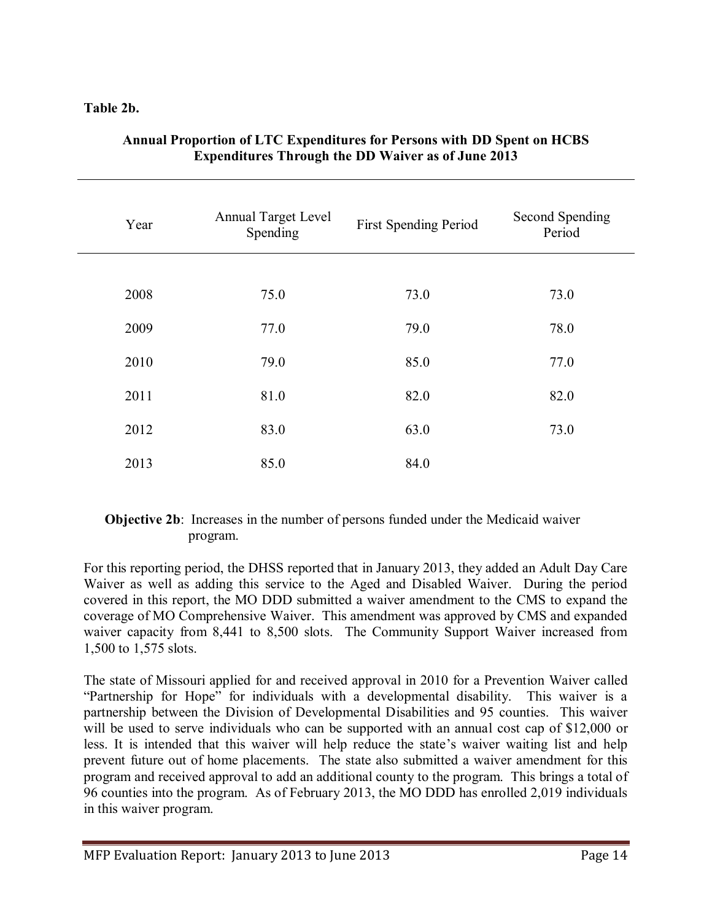**Table 2b.**

**Annual Proportion of LTC Expenditures for Persons with DD Spent on HCBS Expenditures Through the DD Waiver as of June 2013**

| Year | Annual Target Level Spending | First Spending Period | Second Spending Period |
|---|---|---|---|
| 2008 | 75.0 | 73.0 | 73.0 |
| 2009 | 77.0 | 79.0 | 78.0 |
| 2010 | 79.0 | 85.0 | 77.0 |
| 2011 | 81.0 | 82.0 | 82.0 |
| 2012 | 83.0 | 63.0 | 73.0 |
| 2013 | 85.0 | 84.0 | |

**Objective 2b**: Increases in the number of persons funded under the Medicaid waiver program.

For this reporting period, the DHSS reported that in January 2013, they added an Adult Day Care Waiver as well as adding this service to the Aged and Disabled Waiver. During the period covered in this report, the MO DDD submitted a waiver amendment to the CMS to expand the coverage of MO Comprehensive Waiver. This amendment was approved by CMS and expanded waiver capacity from 8,441 to 8,500 slots. The Community Support Waiver increased from 1,500 to 1,575 slots.

The state of Missouri applied for and received approval in 2010 for a Prevention Waiver called "Partnership for Hope" for individuals with a developmental disability. This waiver is a partnership between the Division of Developmental Disabilities and 95 counties. This waiver will be used to serve individuals who can be supported with an annual cost cap of $12,000 or less. It is intended that this waiver will help reduce the state's waiver waiting list and help prevent future out of home placements. The state also submitted a waiver amendment for this program and received approval to add an additional county to the program. This brings a total of 96 counties into the program. As of February 2013, the MO DDD has enrolled 2,019 individuals in this waiver program.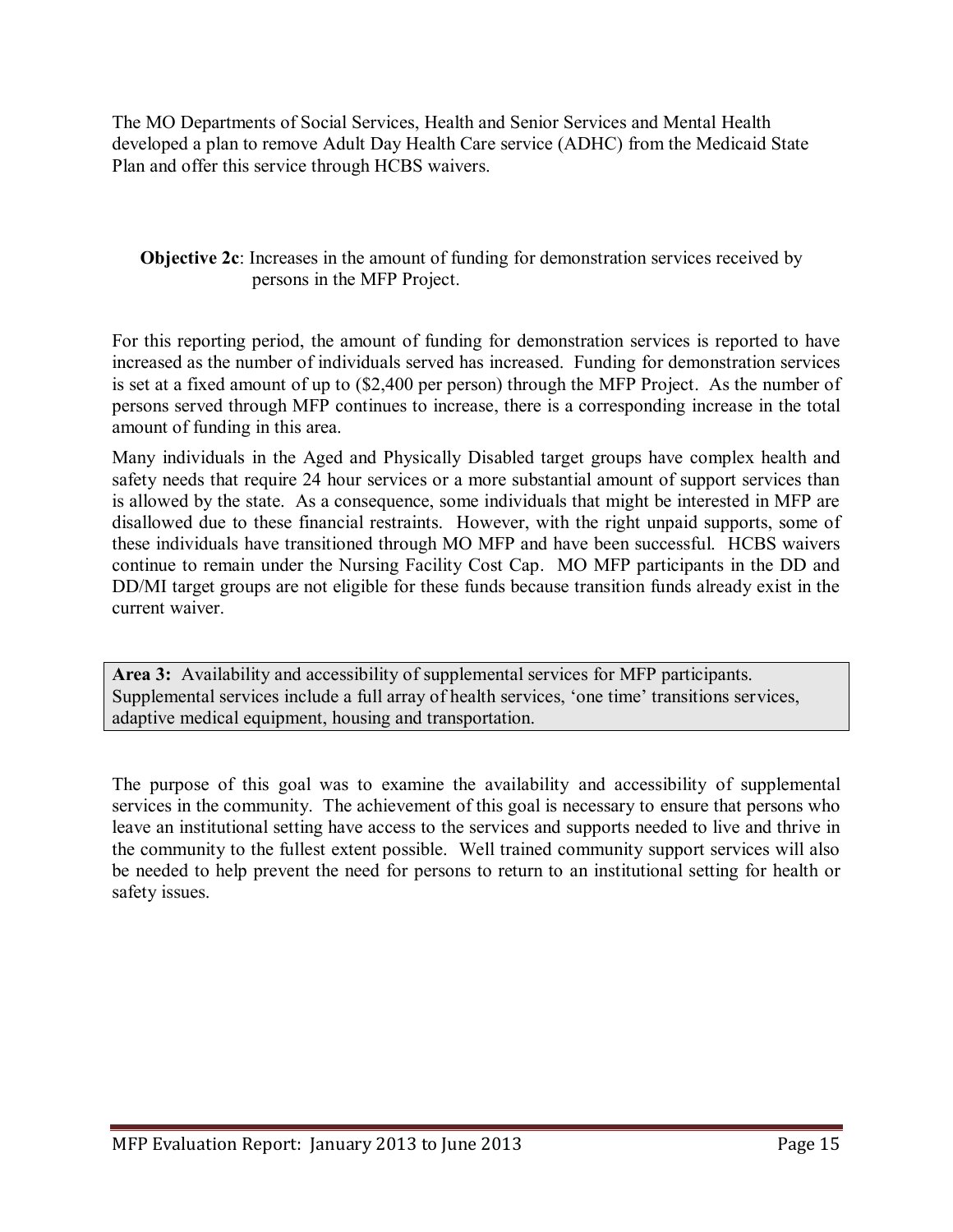The MO Departments of Social Services, Health and Senior Services and Mental Health developed a plan to remove Adult Day Health Care service (ADHC) from the Medicaid State Plan and offer this service through HCBS waivers.

**Objective 2c**: Increases in the amount of funding for demonstration services received by persons in the MFP Project.

For this reporting period, the amount of funding for demonstration services is reported to have increased as the number of individuals served has increased. Funding for demonstration services is set at a fixed amount of up to ($2,400 per person) through the MFP Project. As the number of persons served through MFP continues to increase, there is a corresponding increase in the total amount of funding in this area.

Many individuals in the Aged and Physically Disabled target groups have complex health and safety needs that require 24 hour services or a more substantial amount of support services than is allowed by the state. As a consequence, some individuals that might be interested in MFP are disallowed due to these financial restraints. However, with the right unpaid supports, some of these individuals have transitioned through MO MFP and have been successful. HCBS waivers continue to remain under the Nursing Facility Cost Cap. MO MFP participants in the DD and DD/MI target groups are not eligible for these funds because transition funds already exist in the current waiver.

**Area 3:** Availability and accessibility of supplemental services for MFP participants. Supplemental services include a full array of health services, 'one time' transitions services, adaptive medical equipment, housing and transportation.

The purpose of this goal was to examine the availability and accessibility of supplemental services in the community. The achievement of this goal is necessary to ensure that persons who leave an institutional setting have access to the services and supports needed to live and thrive in the community to the fullest extent possible. Well trained community support services will also be needed to help prevent the need for persons to return to an institutional setting for health or safety issues.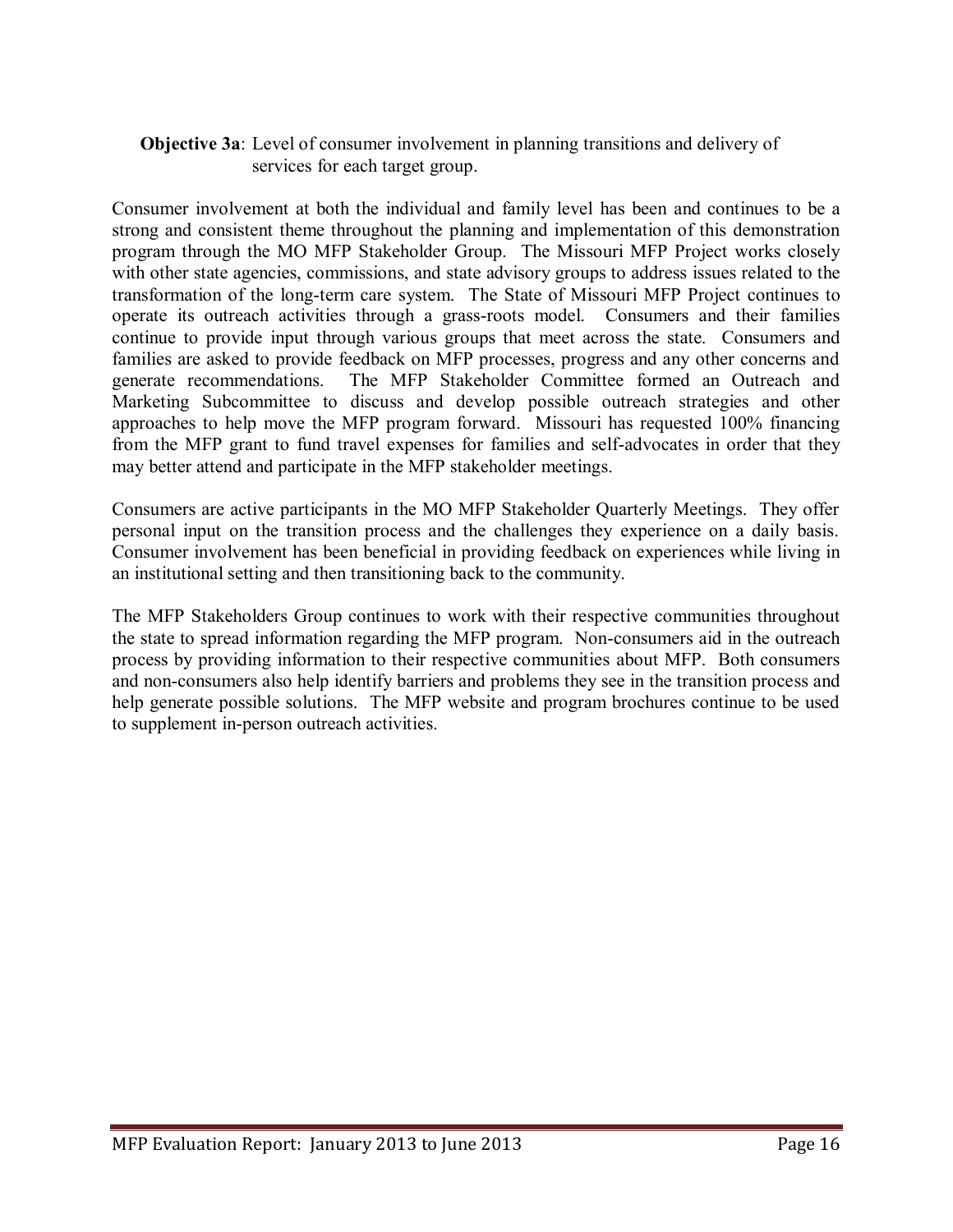**Objective 3a**: Level of consumer involvement in planning transitions and delivery of services for each target group.

Consumer involvement at both the individual and family level has been and continues to be a strong and consistent theme throughout the planning and implementation of this demonstration program through the MO MFP Stakeholder Group. The Missouri MFP Project works closely with other state agencies, commissions, and state advisory groups to address issues related to the transformation of the long-term care system. The State of Missouri MFP Project continues to operate its outreach activities through a grass-roots model. Consumers and their families continue to provide input through various groups that meet across the state. Consumers and families are asked to provide feedback on MFP processes, progress and any other concerns and generate recommendations. The MFP Stakeholder Committee formed an Outreach and Marketing Subcommittee to discuss and develop possible outreach strategies and other approaches to help move the MFP program forward. Missouri has requested 100% financing from the MFP grant to fund travel expenses for families and self-advocates in order that they may better attend and participate in the MFP stakeholder meetings.

Consumers are active participants in the MO MFP Stakeholder Quarterly Meetings. They offer personal input on the transition process and the challenges they experience on a daily basis. Consumer involvement has been beneficial in providing feedback on experiences while living in an institutional setting and then transitioning back to the community.

The MFP Stakeholders Group continues to work with their respective communities throughout the state to spread information regarding the MFP program. Non-consumers aid in the outreach process by providing information to their respective communities about MFP. Both consumers and non-consumers also help identify barriers and problems they see in the transition process and help generate possible solutions. The MFP website and program brochures continue to be used to supplement in-person outreach activities.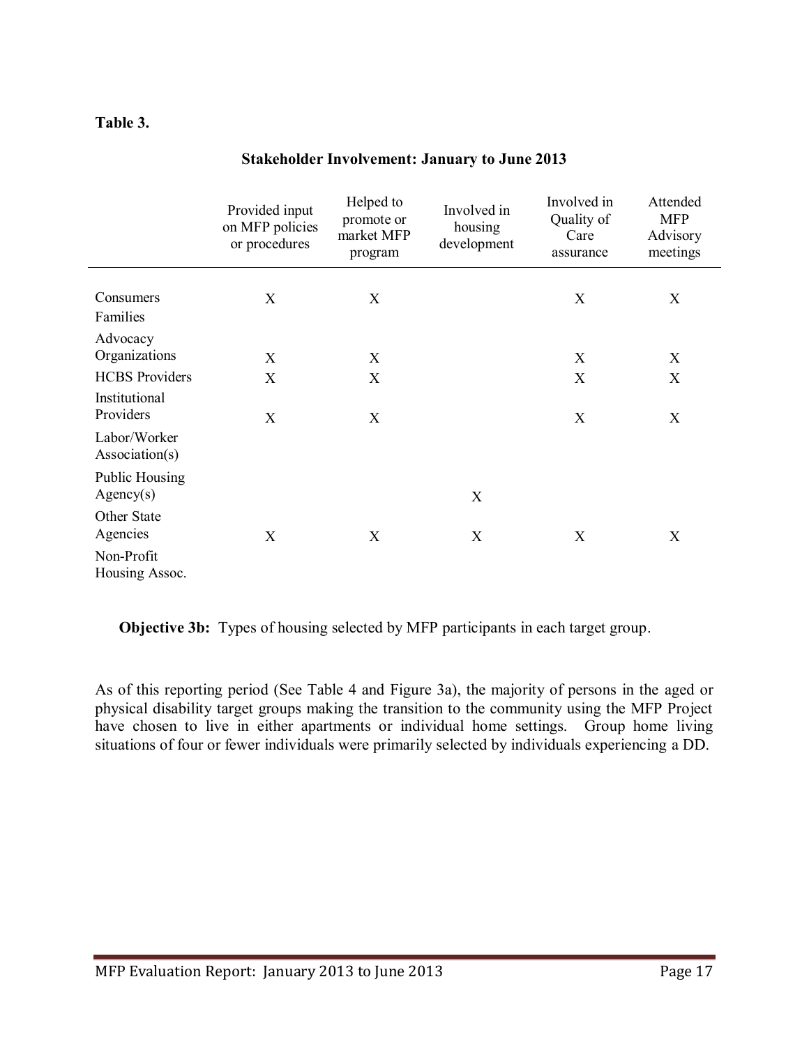**Table 3.**

**Stakeholder Involvement: January to June 2013**

| | Provided input on MFP policies or procedures | Helped to promote or market MFP program | Involved in housing development | Involved in Quality of Care assurance | Attended MFP Advisory meetings |
|---|---|---|---|---|---|
| Consumers | X | X | | X | X |
| Families | | | | | |
| Advocacy Organizations | X | X | | X | X |
| HCBS Providers | X | X | | X | X |
| Institutional Providers | X | X | | X | X |
| Labor/Worker Association(s) | | | | | |
| Public Housing Agency(s) | | | X | | |
| Other State Agencies | X | X | X | X | X |
| Non-Profit Housing Assoc. | | | | | |

**Objective 3b:** Types of housing selected by MFP participants in each target group.

As of this reporting period (See Table 4 and Figure 3a), the majority of persons in the aged or physical disability target groups making the transition to the community using the MFP Project have chosen to live in either apartments or individual home settings. Group home living situations of four or fewer individuals were primarily selected by individuals experiencing a DD.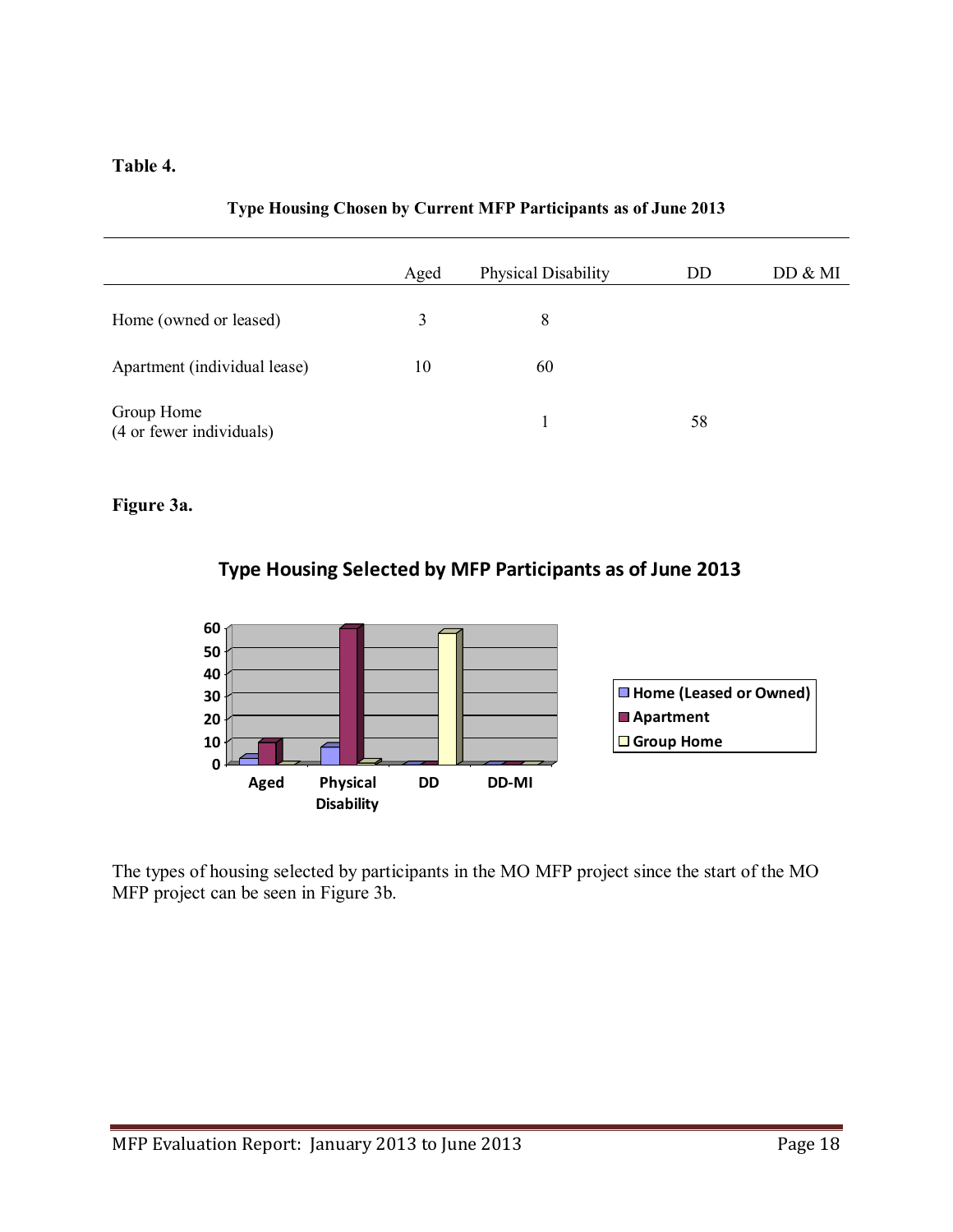**Table 4.**

**Type Housing Chosen by Current MFP Participants as of June 2013**

| | Aged | Physical Disability | DD | DD & MI |
|---|---|---|---|---|
| Home (owned or leased) | 3 | 8 | | |
| Apartment (individual lease) | 10 | 60 | | |
| Group Home (4 or fewer individuals) | | 1 | 58 | |

**Figure 3a.**

The types of housing selected by participants in the MO MFP project since the start of the MO MFP project can be seen in Figure 3b.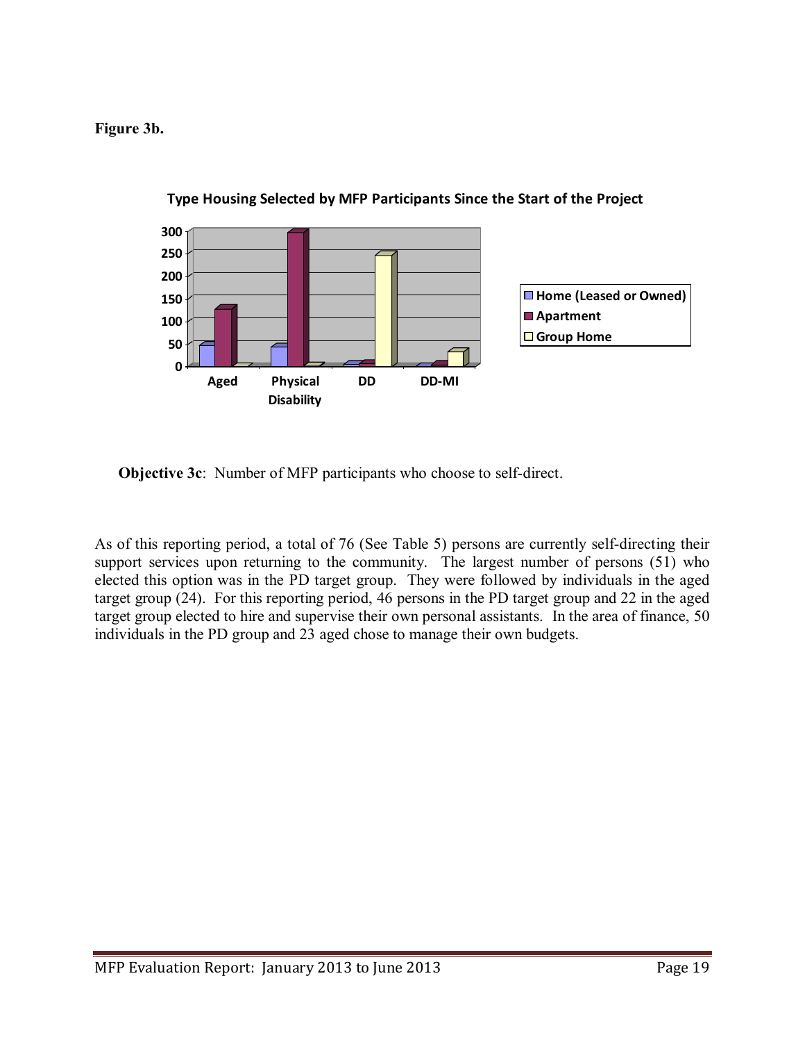**Figure 3b.**

**Type Housing Selected by MFP Participants Since the Start of the Project**

**Objective 3c**: Number of MFP participants who choose to self-direct.

As of this reporting period, a total of 76 (See Table 5) persons are currently self-directing their support services upon returning to the community. The largest number of persons (51) who elected this option was in the PD target group. They were followed by individuals in the aged target group (24). For this reporting period, 46 persons in the PD target group and 22 in the aged target group elected to hire and supervise their own personal assistants. In the area of finance, 50 individuals in the PD group and 23 aged chose to manage their own budgets.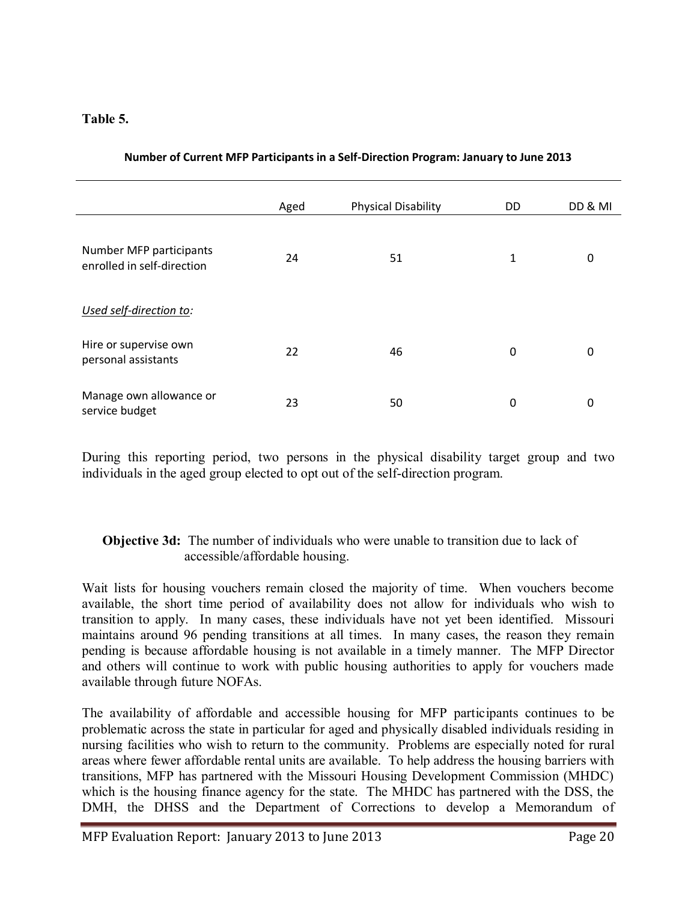**Table 5.**

**Number of Current MFP Participants in a Self-Direction Program: January to June 2013**

| | Aged | Physical Disability | DD | DD & MI |
|---|---|---|---|---|
| Number MFP participants enrolled in self-direction | 24 | 51 | 1 | 0 |
| *Used self-direction to:* | | | | |
| Hire or supervise own personal assistants | 22 | 46 | 0 | 0 |
| Manage own allowance or service budget | 23 | 50 | 0 | 0 |

During this reporting period, two persons in the physical disability target group and two individuals in the aged group elected to opt out of the self-direction program.

**Objective 3d:** The number of individuals who were unable to transition due to lack of accessible/affordable housing.

Wait lists for housing vouchers remain closed the majority of time. When vouchers become available, the short time period of availability does not allow for individuals who wish to transition to apply. In many cases, these individuals have not yet been identified. Missouri maintains around 96 pending transitions at all times. In many cases, the reason they remain pending is because affordable housing is not available in a timely manner. The MFP Director and others will continue to work with public housing authorities to apply for vouchers made available through future NOFAs.

The availability of affordable and accessible housing for MFP participants continues to be problematic across the state in particular for aged and physically disabled individuals residing in nursing facilities who wish to return to the community. Problems are especially noted for rural areas where fewer affordable rental units are available. To help address the housing barriers with transitions, MFP has partnered with the Missouri Housing Development Commission (MHDC) which is the housing finance agency for the state. The MHDC has partnered with the DSS, the DMH, the DHSS and the Department of Corrections to develop a Memorandum of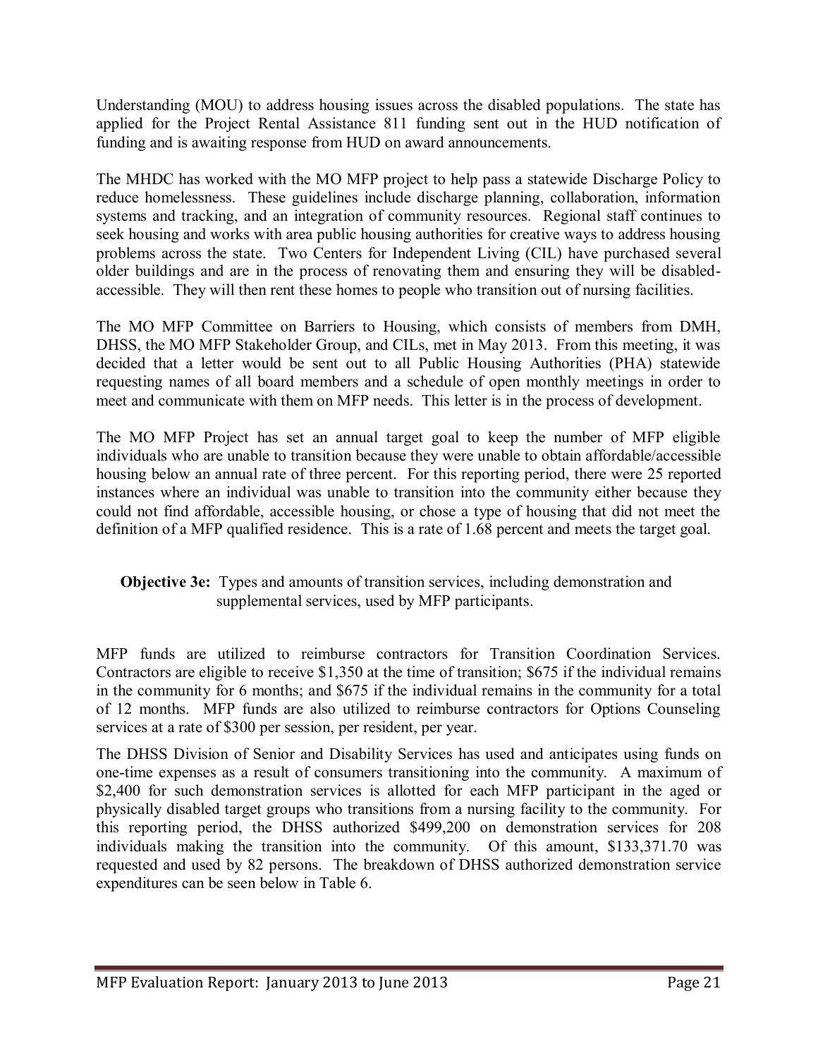Understanding (MOU) to address housing issues across the disabled populations. The state has applied for the Project Rental Assistance 811 funding sent out in the HUD notification of funding and is awaiting response from HUD on award announcements.

The MHDC has worked with the MO MFP project to help pass a statewide Discharge Policy to reduce homelessness. These guidelines include discharge planning, collaboration, information systems and tracking, and an integration of community resources. Regional staff continues to seek housing and works with area public housing authorities for creative ways to address housing problems across the state. Two Centers for Independent Living (CIL) have purchased several older buildings and are in the process of renovating them and ensuring they will be disabled-accessible. They will then rent these homes to people who transition out of nursing facilities.

The MO MFP Committee on Barriers to Housing, which consists of members from DMH, DHSS, the MO MFP Stakeholder Group, and CILs, met in May 2013. From this meeting, it was decided that a letter would be sent out to all Public Housing Authorities (PHA) statewide requesting names of all board members and a schedule of open monthly meetings in order to meet and communicate with them on MFP needs. This letter is in the process of development.

The MO MFP Project has set an annual target goal to keep the number of MFP eligible individuals who are unable to transition because they were unable to obtain affordable/accessible housing below an annual rate of three percent. For this reporting period, there were 25 reported instances where an individual was unable to transition into the community either because they could not find affordable, accessible housing, or chose a type of housing that did not meet the definition of a MFP qualified residence. This is a rate of 1.68 percent and meets the target goal.

**Objective 3e:** Types and amounts of transition services, including demonstration and supplemental services, used by MFP participants.

MFP funds are utilized to reimburse contractors for Transition Coordination Services. Contractors are eligible to receive $1,350 at the time of transition; $675 if the individual remains in the community for 6 months; and $675 if the individual remains in the community for a total of 12 months. MFP funds are also utilized to reimburse contractors for Options Counseling services at a rate of $300 per session, per resident, per year.

The DHSS Division of Senior and Disability Services has used and anticipates using funds on one-time expenses as a result of consumers transitioning into the community. A maximum of $2,400 for such demonstration services is allotted for each MFP participant in the aged or physically disabled target groups who transitions from a nursing facility to the community. For this reporting period, the DHSS authorized $499,200 on demonstration services for 208 individuals making the transition into the community. Of this amount, $133,371.70 was requested and used by 82 persons. The breakdown of DHSS authorized demonstration service expenditures can be seen below in Table 6.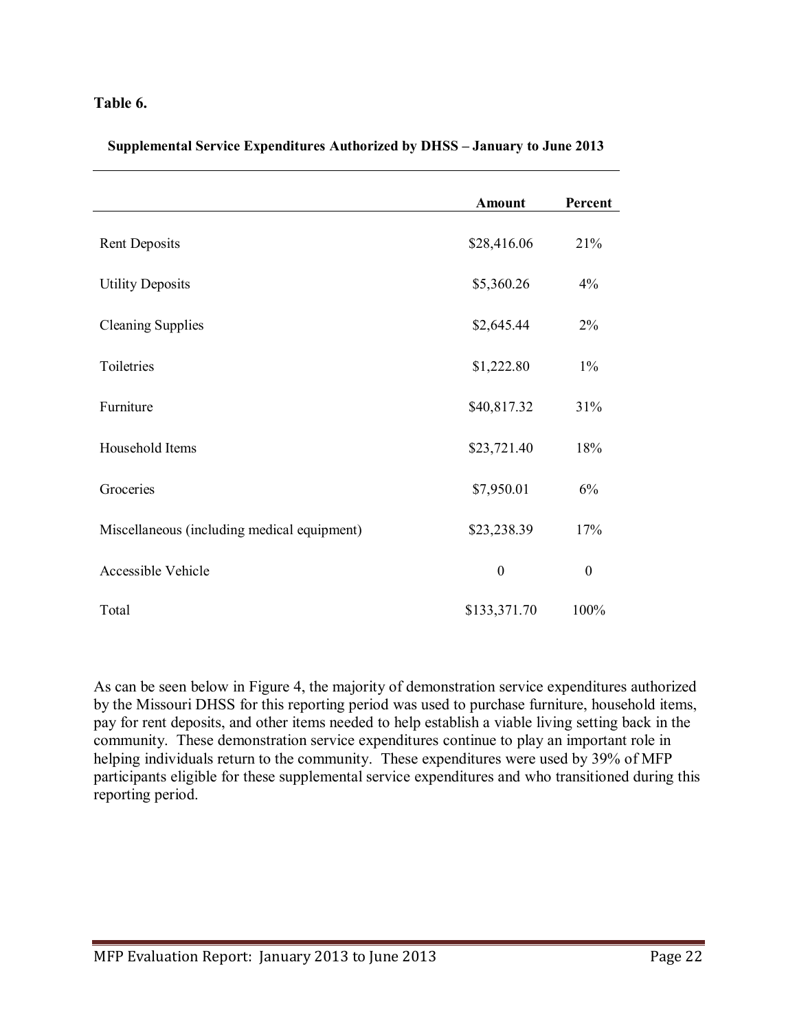**Table 6.**

**Supplemental Service Expenditures Authorized by DHSS – January to June 2013**

| | Amount | Percent |
|---|---|---|
| Rent Deposits | $28,416.06 | 21% |
| Utility Deposits | $5,360.26 | 4% |
| Cleaning Supplies | $2,645.44 | 2% |
| Toiletries | $1,222.80 | 1% |
| Furniture | $40,817.32 | 31% |
| Household Items | $23,721.40 | 18% |
| Groceries | $7,950.01 | 6% |
| Miscellaneous (including medical equipment) | $23,238.39 | 17% |
| Accessible Vehicle | 0 | 0 |
| Total | $133,371.70 | 100% |

As can be seen below in Figure 4, the majority of demonstration service expenditures authorized by the Missouri DHSS for this reporting period was used to purchase furniture, household items, pay for rent deposits, and other items needed to help establish a viable living setting back in the community. These demonstration service expenditures continue to play an important role in helping individuals return to the community. These expenditures were used by 39% of MFP participants eligible for these supplemental service expenditures and who transitioned during this reporting period.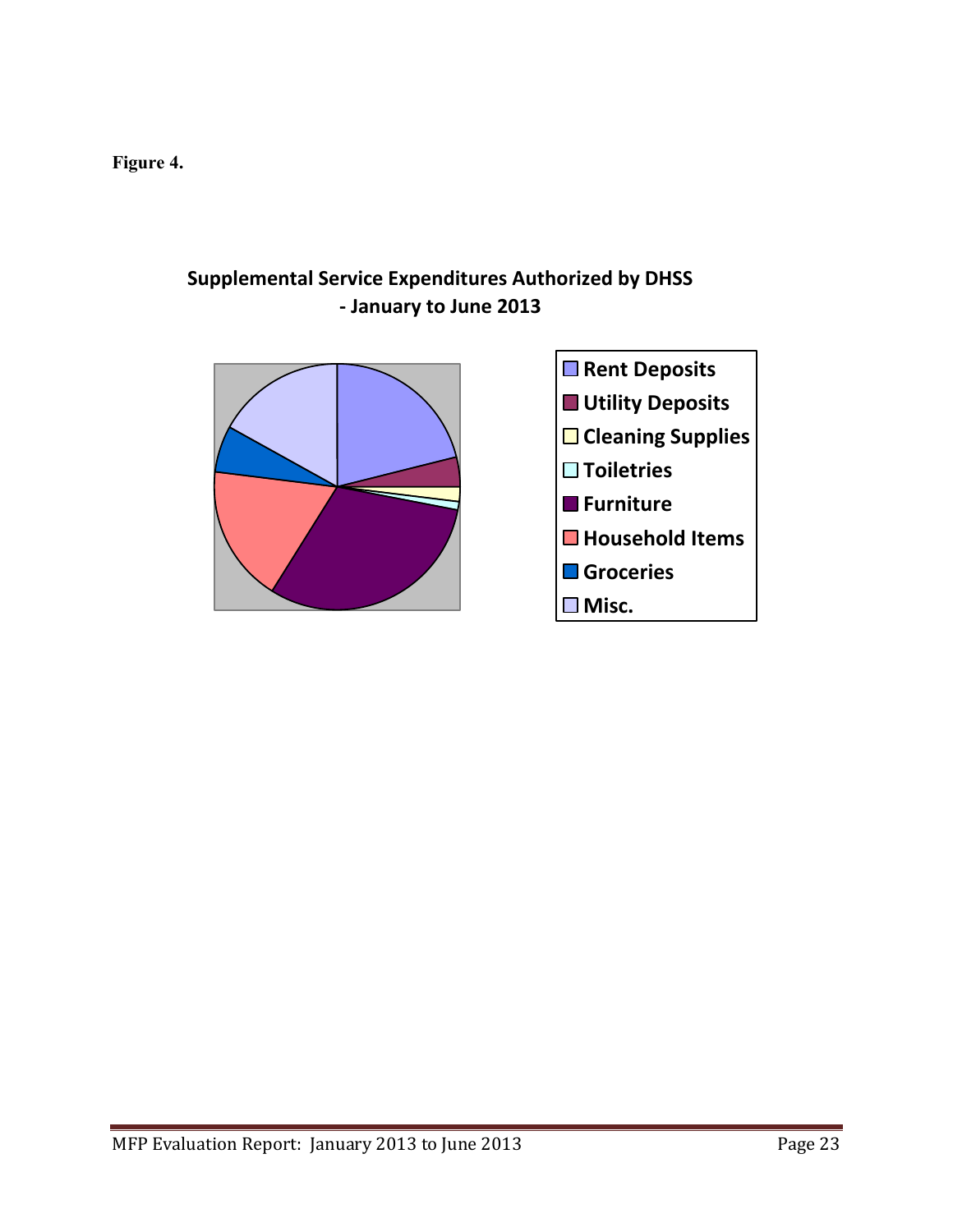**Figure 4.**

**Supplemental Service Expenditures Authorized by DHSS - January to June 2013**

- Rent Deposits
- Utility Deposits
- Cleaning Supplies
- Toiletries
- Furniture
- Household Items
- Groceries
- Misc.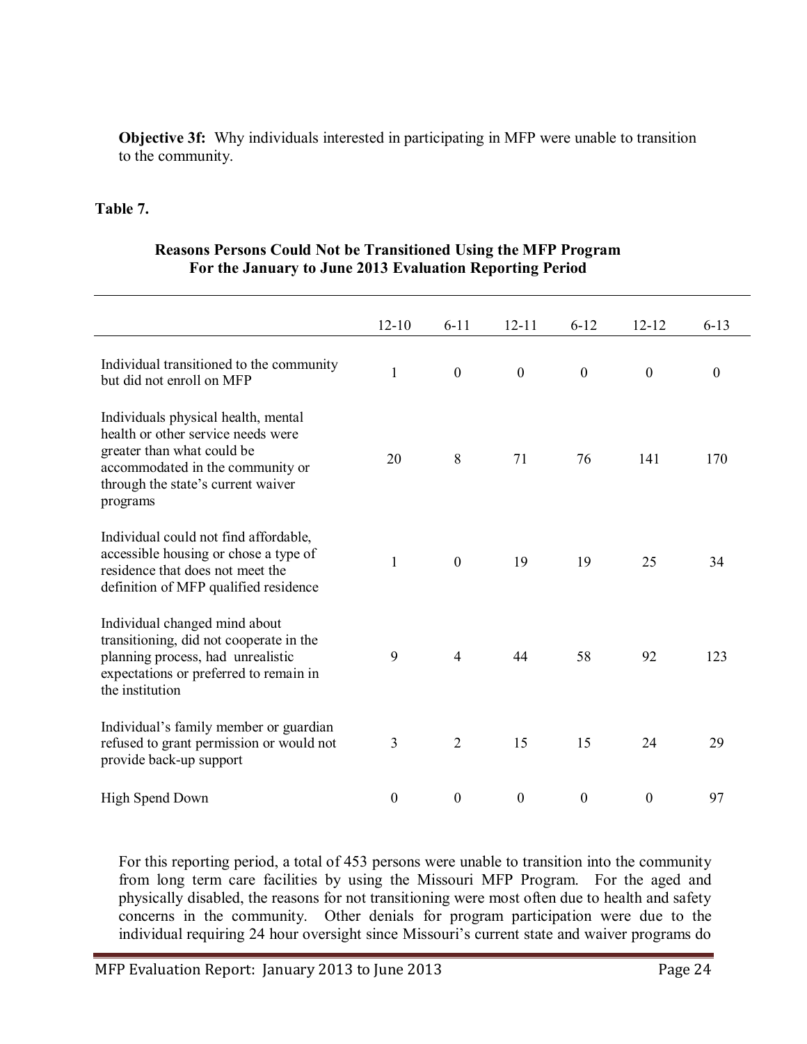**Objective 3f:** Why individuals interested in participating in MFP were unable to transition to the community.

**Table 7.**

**Reasons Persons Could Not be Transitioned Using the MFP Program For the January to June 2013 Evaluation Reporting Period**

| | 12-10 | 6-11 | 12-11 | 6-12 | 12-12 | 6-13 |
|---|---|---|---|---|---|---|
| Individual transitioned to the community but did not enroll on MFP | 1 | 0 | 0 | 0 | 0 | 0 |
| Individuals physical health, mental health or other service needs were greater than what could be accommodated in the community or through the state's current waiver programs | 20 | 8 | 71 | 76 | 141 | 170 |
| Individual could not find affordable, accessible housing or chose a type of residence that does not meet the definition of MFP qualified residence | 1 | 0 | 19 | 19 | 25 | 34 |
| Individual changed mind about transitioning, did not cooperate in the planning process, had unrealistic expectations or preferred to remain in the institution | 9 | 4 | 44 | 58 | 92 | 123 |
| Individual's family member or guardian refused to grant permission or would not provide back-up support | 3 | 2 | 15 | 15 | 24 | 29 |
| High Spend Down | 0 | 0 | 0 | 0 | 0 | 97 |

For this reporting period, a total of 453 persons were unable to transition into the community from long term care facilities by using the Missouri MFP Program. For the aged and physically disabled, the reasons for not transitioning were most often due to health and safety concerns in the community. Other denials for program participation were due to the individual requiring 24 hour oversight since Missouri's current state and waiver programs do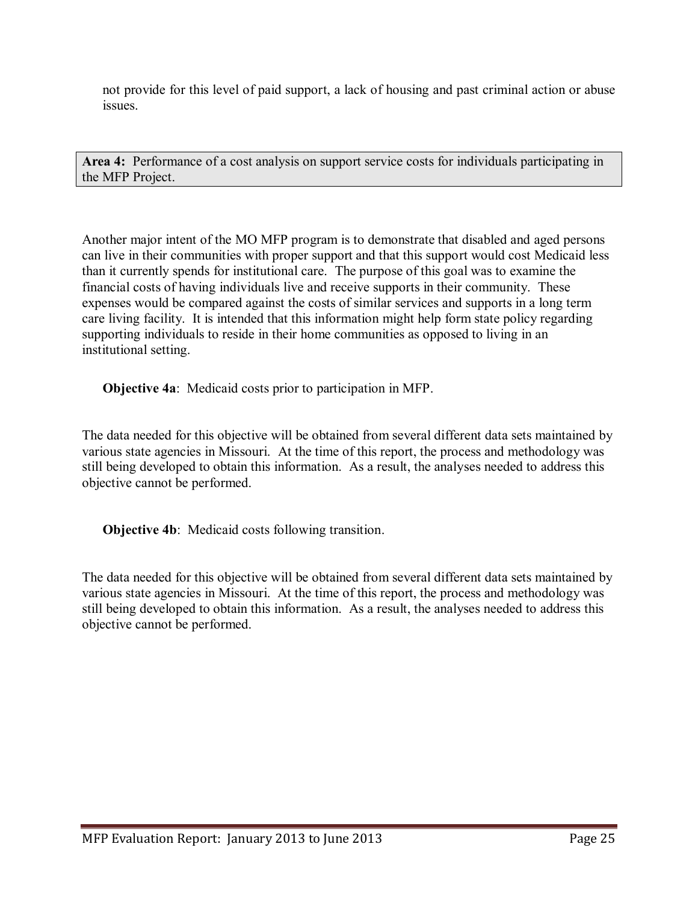not provide for this level of paid support, a lack of housing and past criminal action or abuse issues.

**Area 4:** Performance of a cost analysis on support service costs for individuals participating in the MFP Project.

Another major intent of the MO MFP program is to demonstrate that disabled and aged persons can live in their communities with proper support and that this support would cost Medicaid less than it currently spends for institutional care. The purpose of this goal was to examine the financial costs of having individuals live and receive supports in their community. These expenses would be compared against the costs of similar services and supports in a long term care living facility. It is intended that this information might help form state policy regarding supporting individuals to reside in their home communities as opposed to living in an institutional setting.

**Objective 4a**: Medicaid costs prior to participation in MFP.

The data needed for this objective will be obtained from several different data sets maintained by various state agencies in Missouri. At the time of this report, the process and methodology was still being developed to obtain this information. As a result, the analyses needed to address this objective cannot be performed.

**Objective 4b**: Medicaid costs following transition.

The data needed for this objective will be obtained from several different data sets maintained by various state agencies in Missouri. At the time of this report, the process and methodology was still being developed to obtain this information. As a result, the analyses needed to address this objective cannot be performed.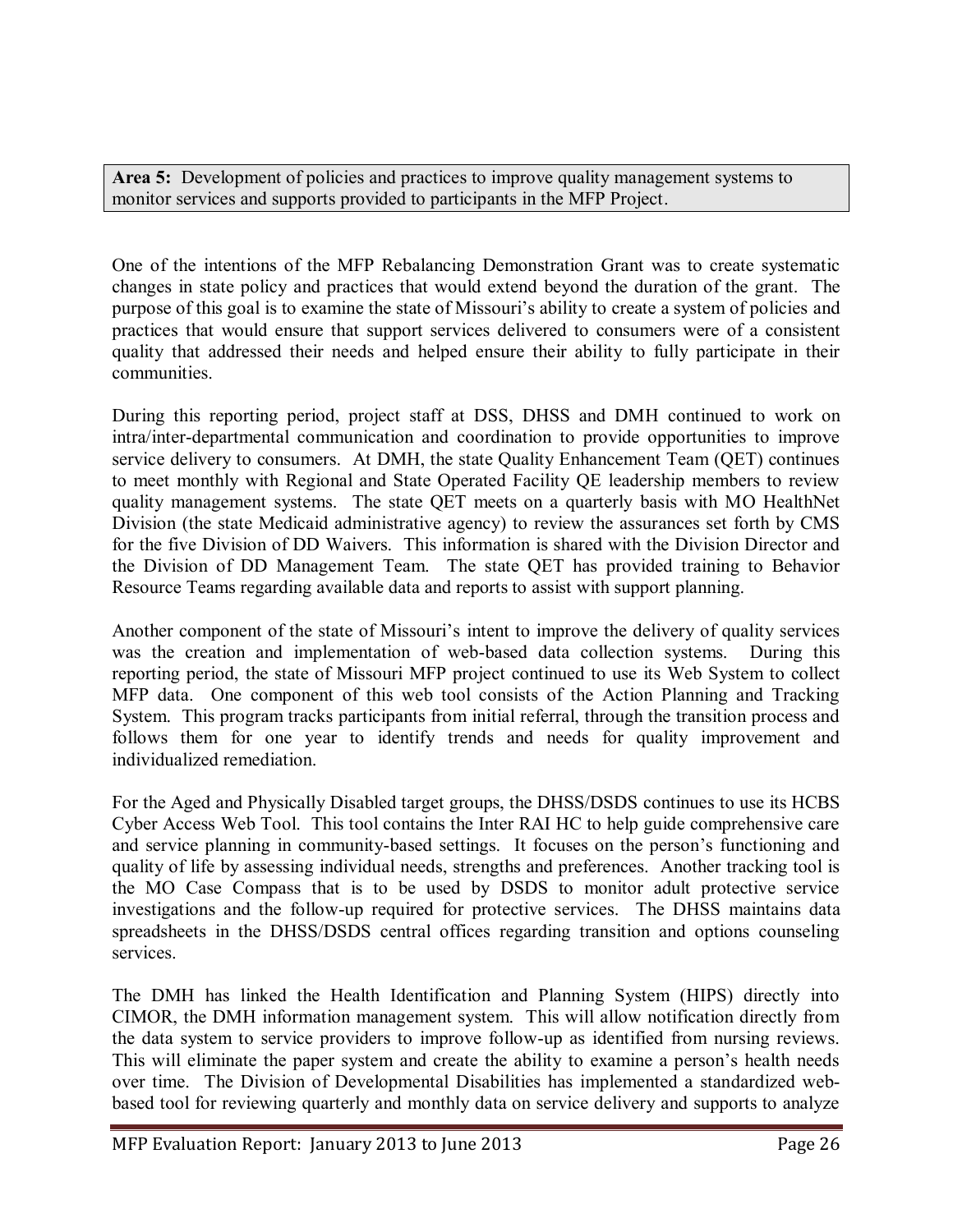**Area 5:** Development of policies and practices to improve quality management systems to monitor services and supports provided to participants in the MFP Project.

One of the intentions of the MFP Rebalancing Demonstration Grant was to create systematic changes in state policy and practices that would extend beyond the duration of the grant. The purpose of this goal is to examine the state of Missouri's ability to create a system of policies and practices that would ensure that support services delivered to consumers were of a consistent quality that addressed their needs and helped ensure their ability to fully participate in their communities.

During this reporting period, project staff at DSS, DHSS and DMH continued to work on intra/inter-departmental communication and coordination to provide opportunities to improve service delivery to consumers. At DMH, the state Quality Enhancement Team (QET) continues to meet monthly with Regional and State Operated Facility QE leadership members to review quality management systems. The state QET meets on a quarterly basis with MO HealthNet Division (the state Medicaid administrative agency) to review the assurances set forth by CMS for the five Division of DD Waivers. This information is shared with the Division Director and the Division of DD Management Team. The state QET has provided training to Behavior Resource Teams regarding available data and reports to assist with support planning.

Another component of the state of Missouri's intent to improve the delivery of quality services was the creation and implementation of web-based data collection systems. During this reporting period, the state of Missouri MFP project continued to use its Web System to collect MFP data. One component of this web tool consists of the Action Planning and Tracking System. This program tracks participants from initial referral, through the transition process and follows them for one year to identify trends and needs for quality improvement and individualized remediation.

For the Aged and Physically Disabled target groups, the DHSS/DSDS continues to use its HCBS Cyber Access Web Tool. This tool contains the Inter RAI HC to help guide comprehensive care and service planning in community-based settings. It focuses on the person's functioning and quality of life by assessing individual needs, strengths and preferences. Another tracking tool is the MO Case Compass that is to be used by DSDS to monitor adult protective service investigations and the follow-up required for protective services. The DHSS maintains data spreadsheets in the DHSS/DSDS central offices regarding transition and options counseling services.

The DMH has linked the Health Identification and Planning System (HIPS) directly into CIMOR, the DMH information management system. This will allow notification directly from the data system to service providers to improve follow-up as identified from nursing reviews. This will eliminate the paper system and create the ability to examine a person's health needs over time. The Division of Developmental Disabilities has implemented a standardized web-based tool for reviewing quarterly and monthly data on service delivery and supports to analyze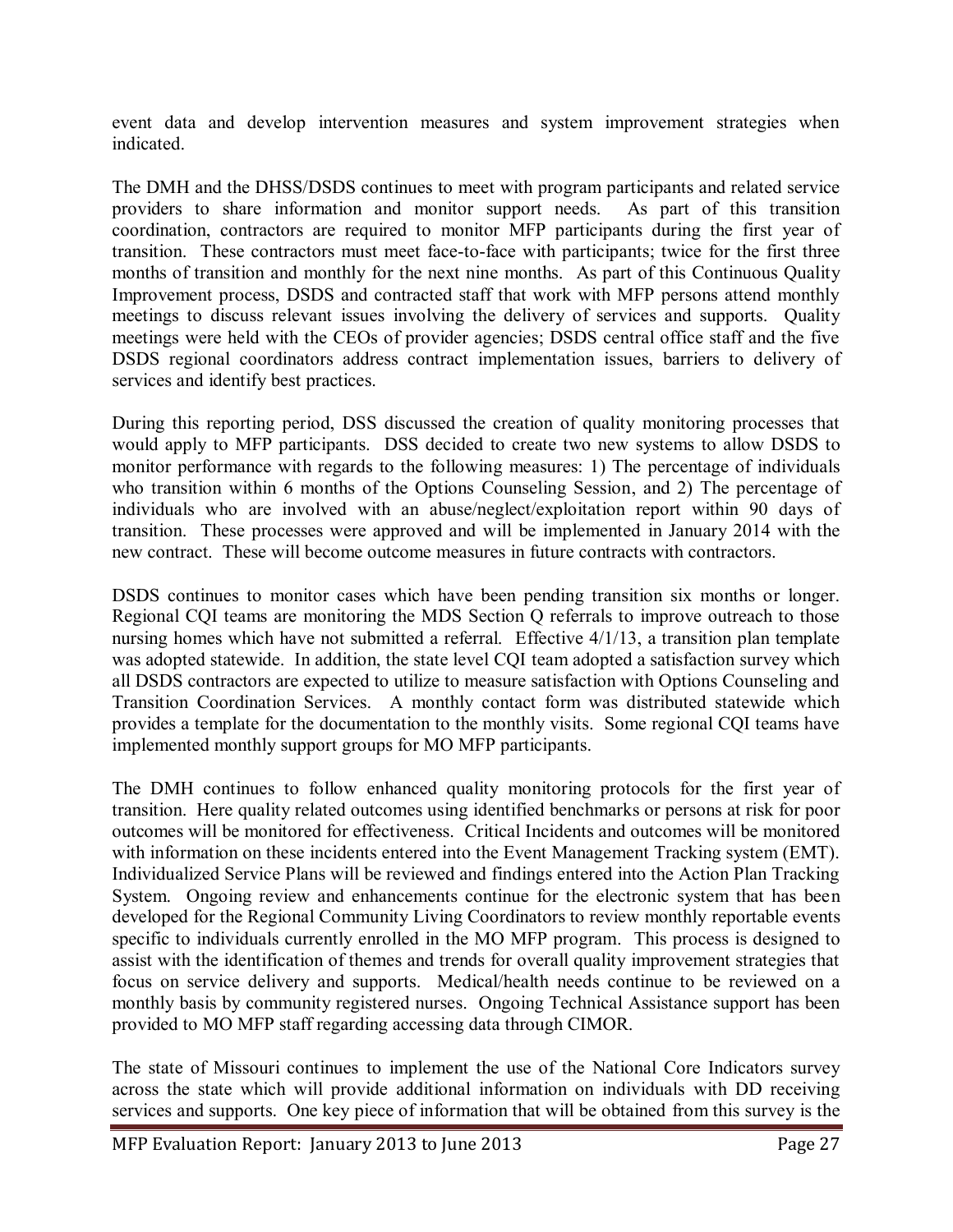event data and develop intervention measures and system improvement strategies when indicated.

The DMH and the DHSS/DSDS continues to meet with program participants and related service providers to share information and monitor support needs. As part of this transition coordination, contractors are required to monitor MFP participants during the first year of transition. These contractors must meet face-to-face with participants; twice for the first three months of transition and monthly for the next nine months. As part of this Continuous Quality Improvement process, DSDS and contracted staff that work with MFP persons attend monthly meetings to discuss relevant issues involving the delivery of services and supports. Quality meetings were held with the CEOs of provider agencies; DSDS central office staff and the five DSDS regional coordinators address contract implementation issues, barriers to delivery of services and identify best practices.

During this reporting period, DSS discussed the creation of quality monitoring processes that would apply to MFP participants. DSS decided to create two new systems to allow DSDS to monitor performance with regards to the following measures: 1) The percentage of individuals who transition within 6 months of the Options Counseling Session, and 2) The percentage of individuals who are involved with an abuse/neglect/exploitation report within 90 days of transition. These processes were approved and will be implemented in January 2014 with the new contract. These will become outcome measures in future contracts with contractors.

DSDS continues to monitor cases which have been pending transition six months or longer. Regional CQI teams are monitoring the MDS Section Q referrals to improve outreach to those nursing homes which have not submitted a referral. Effective 4/1/13, a transition plan template was adopted statewide. In addition, the state level CQI team adopted a satisfaction survey which all DSDS contractors are expected to utilize to measure satisfaction with Options Counseling and Transition Coordination Services. A monthly contact form was distributed statewide which provides a template for the documentation to the monthly visits. Some regional CQI teams have implemented monthly support groups for MO MFP participants.

The DMH continues to follow enhanced quality monitoring protocols for the first year of transition. Here quality related outcomes using identified benchmarks or persons at risk for poor outcomes will be monitored for effectiveness. Critical Incidents and outcomes will be monitored with information on these incidents entered into the Event Management Tracking system (EMT). Individualized Service Plans will be reviewed and findings entered into the Action Plan Tracking System. Ongoing review and enhancements continue for the electronic system that has been developed for the Regional Community Living Coordinators to review monthly reportable events specific to individuals currently enrolled in the MO MFP program. This process is designed to assist with the identification of themes and trends for overall quality improvement strategies that focus on service delivery and supports. Medical/health needs continue to be reviewed on a monthly basis by community registered nurses. Ongoing Technical Assistance support has been provided to MO MFP staff regarding accessing data through CIMOR.

The state of Missouri continues to implement the use of the National Core Indicators survey across the state which will provide additional information on individuals with DD receiving services and supports. One key piece of information that will be obtained from this survey is the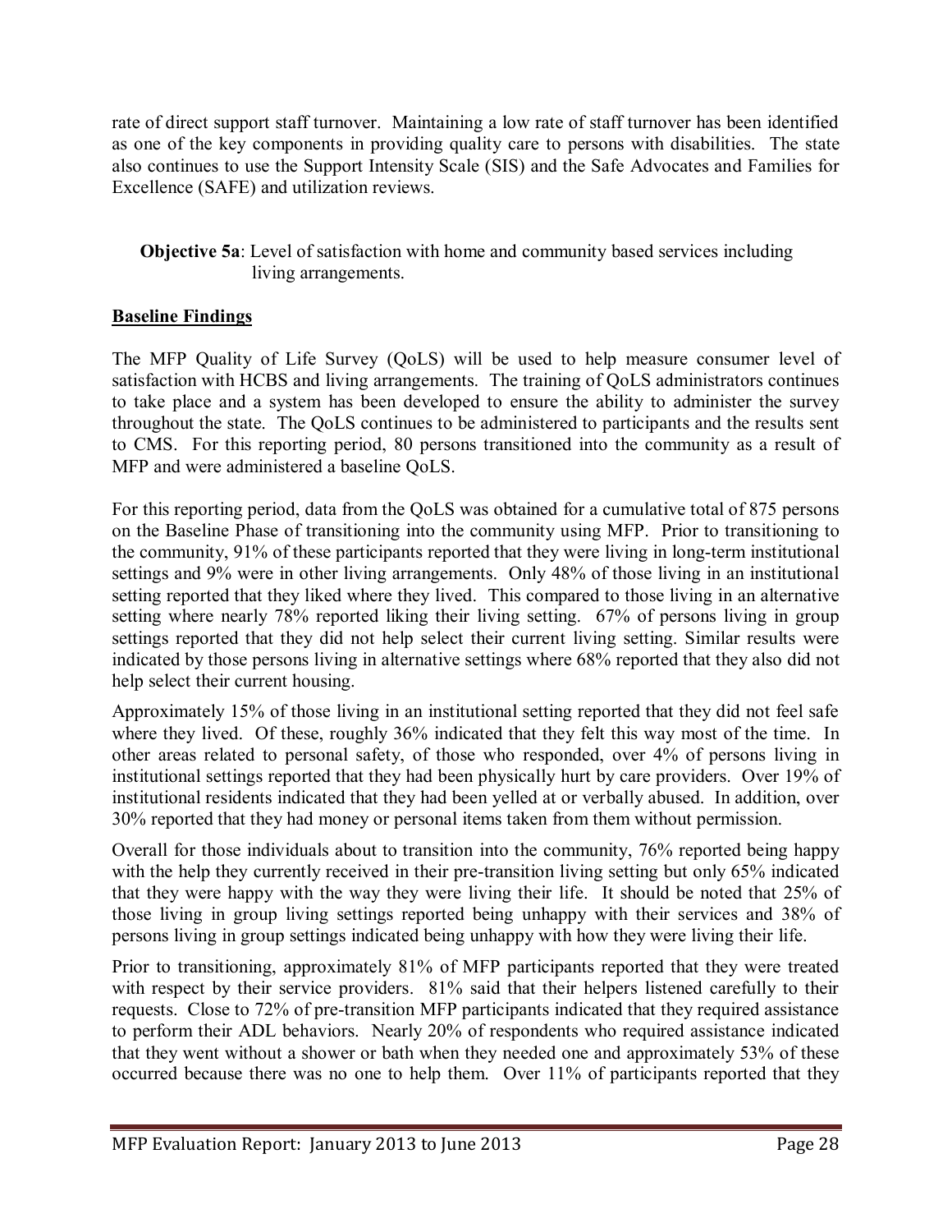rate of direct support staff turnover. Maintaining a low rate of staff turnover has been identified as one of the key components in providing quality care to persons with disabilities. The state also continues to use the Support Intensity Scale (SIS) and the Safe Advocates and Families for Excellence (SAFE) and utilization reviews.

**Objective 5a**: Level of satisfaction with home and community based services including living arrangements.

**Baseline Findings**

The MFP Quality of Life Survey (QoLS) will be used to help measure consumer level of satisfaction with HCBS and living arrangements. The training of QoLS administrators continues to take place and a system has been developed to ensure the ability to administer the survey throughout the state. The QoLS continues to be administered to participants and the results sent to CMS. For this reporting period, 80 persons transitioned into the community as a result of MFP and were administered a baseline QoLS.

For this reporting period, data from the QoLS was obtained for a cumulative total of 875 persons on the Baseline Phase of transitioning into the community using MFP. Prior to transitioning to the community, 91% of these participants reported that they were living in long-term institutional settings and 9% were in other living arrangements. Only 48% of those living in an institutional setting reported that they liked where they lived. This compared to those living in an alternative setting where nearly 78% reported liking their living setting. 67% of persons living in group settings reported that they did not help select their current living setting. Similar results were indicated by those persons living in alternative settings where 68% reported that they also did not help select their current housing.

Approximately 15% of those living in an institutional setting reported that they did not feel safe where they lived. Of these, roughly 36% indicated that they felt this way most of the time. In other areas related to personal safety, of those who responded, over 4% of persons living in institutional settings reported that they had been physically hurt by care providers. Over 19% of institutional residents indicated that they had been yelled at or verbally abused. In addition, over 30% reported that they had money or personal items taken from them without permission.

Overall for those individuals about to transition into the community, 76% reported being happy with the help they currently received in their pre-transition living setting but only 65% indicated that they were happy with the way they were living their life. It should be noted that 25% of those living in group living settings reported being unhappy with their services and 38% of persons living in group settings indicated being unhappy with how they were living their life.

Prior to transitioning, approximately 81% of MFP participants reported that they were treated with respect by their service providers. 81% said that their helpers listened carefully to their requests. Close to 72% of pre-transition MFP participants indicated that they required assistance to perform their ADL behaviors. Nearly 20% of respondents who required assistance indicated that they went without a shower or bath when they needed one and approximately 53% of these occurred because there was no one to help them. Over 11% of participants reported that they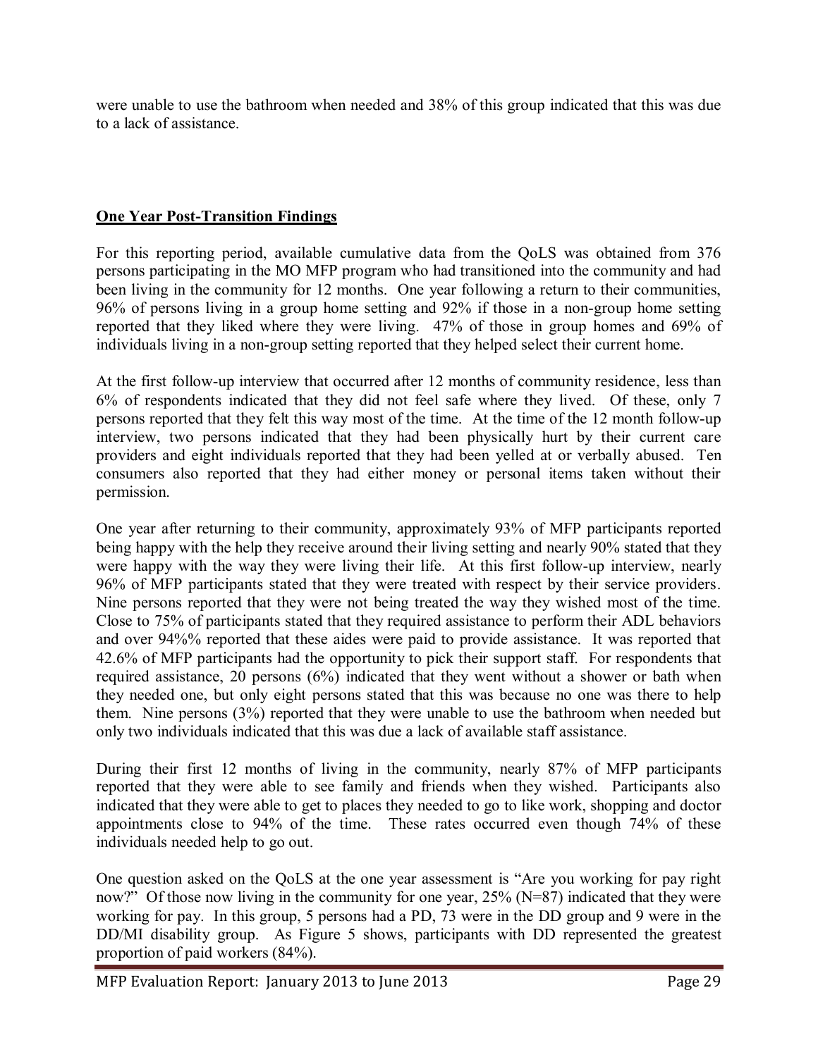were unable to use the bathroom when needed and 38% of this group indicated that this was due to a lack of assistance.

## One Year Post-Transition Findings

For this reporting period, available cumulative data from the QoLS was obtained from 376 persons participating in the MO MFP program who had transitioned into the community and had been living in the community for 12 months. One year following a return to their communities, 96% of persons living in a group home setting and 92% if those in a non-group home setting reported that they liked where they were living. 47% of those in group homes and 69% of individuals living in a non-group setting reported that they helped select their current home.

At the first follow-up interview that occurred after 12 months of community residence, less than 6% of respondents indicated that they did not feel safe where they lived. Of these, only 7 persons reported that they felt this way most of the time. At the time of the 12 month follow-up interview, two persons indicated that they had been physically hurt by their current care providers and eight individuals reported that they had been yelled at or verbally abused. Ten consumers also reported that they had either money or personal items taken without their permission.

One year after returning to their community, approximately 93% of MFP participants reported being happy with the help they receive around their living setting and nearly 90% stated that they were happy with the way they were living their life. At this first follow-up interview, nearly 96% of MFP participants stated that they were treated with respect by their service providers. Nine persons reported that they were not being treated the way they wished most of the time. Close to 75% of participants stated that they required assistance to perform their ADL behaviors and over 94%% reported that these aides were paid to provide assistance. It was reported that 42.6% of MFP participants had the opportunity to pick their support staff. For respondents that required assistance, 20 persons (6%) indicated that they went without a shower or bath when they needed one, but only eight persons stated that this was because no one was there to help them. Nine persons (3%) reported that they were unable to use the bathroom when needed but only two individuals indicated that this was due a lack of available staff assistance.

During their first 12 months of living in the community, nearly 87% of MFP participants reported that they were able to see family and friends when they wished. Participants also indicated that they were able to get to places they needed to go to like work, shopping and doctor appointments close to 94% of the time. These rates occurred even though 74% of these individuals needed help to go out.

One question asked on the QoLS at the one year assessment is "Are you working for pay right now?" Of those now living in the community for one year, 25% (N=87) indicated that they were working for pay. In this group, 5 persons had a PD, 73 were in the DD group and 9 were in the DD/MI disability group. As Figure 5 shows, participants with DD represented the greatest proportion of paid workers (84%).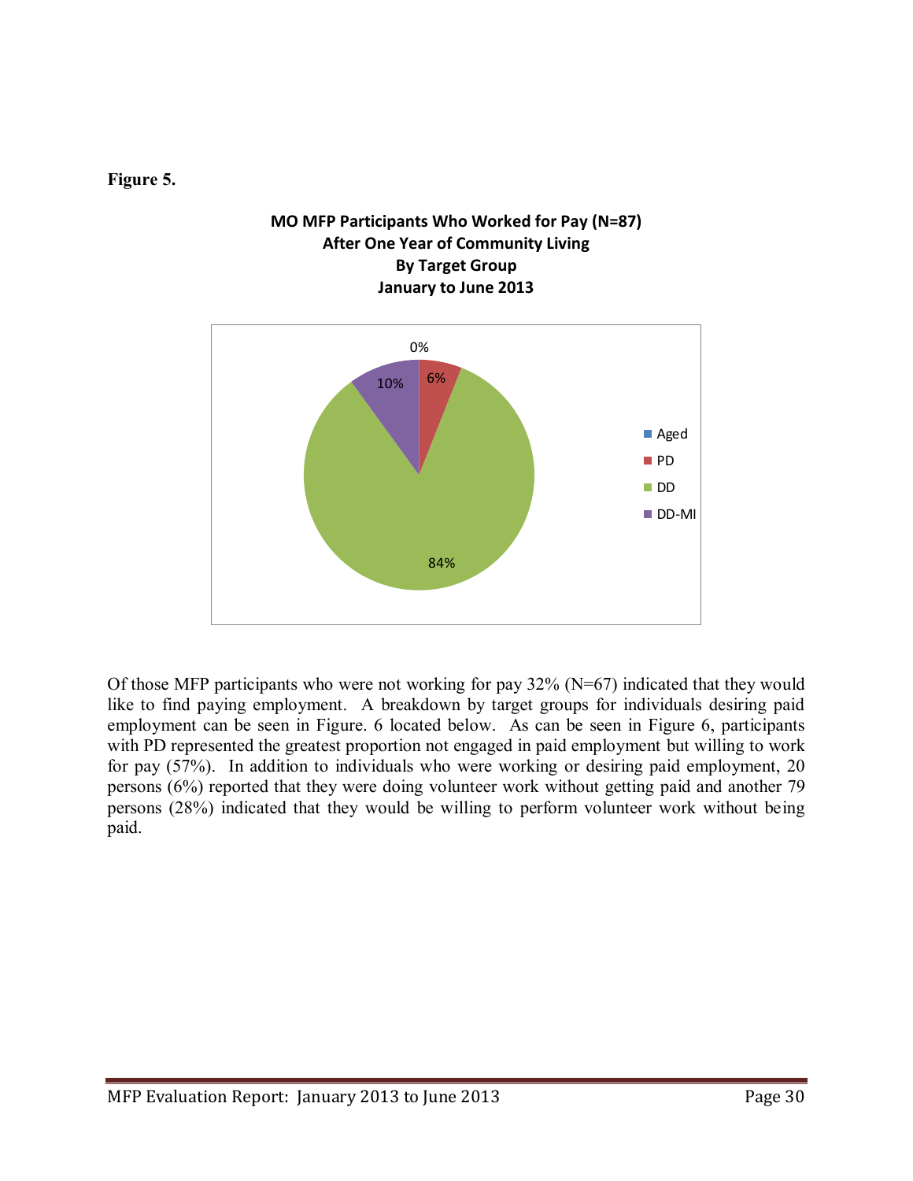**Figure 5.**

**MO MFP Participants Who Worked for Pay (N=87) After One Year of Community Living By Target Group January to June 2013**

| Target Group | Percent |
| --- | --- |
| Aged | 0% |
| PD | 6% |
| DD | 84% |
| DD-MI | 10% |

Of those MFP participants who were not working for pay 32% (N=67) indicated that they would like to find paying employment. A breakdown by target groups for individuals desiring paid employment can be seen in Figure. 6 located below. As can be seen in Figure 6, participants with PD represented the greatest proportion not engaged in paid employment but willing to work for pay (57%). In addition to individuals who were working or desiring paid employment, 20 persons (6%) reported that they were doing volunteer work without getting paid and another 79 persons (28%) indicated that they would be willing to perform volunteer work without being paid.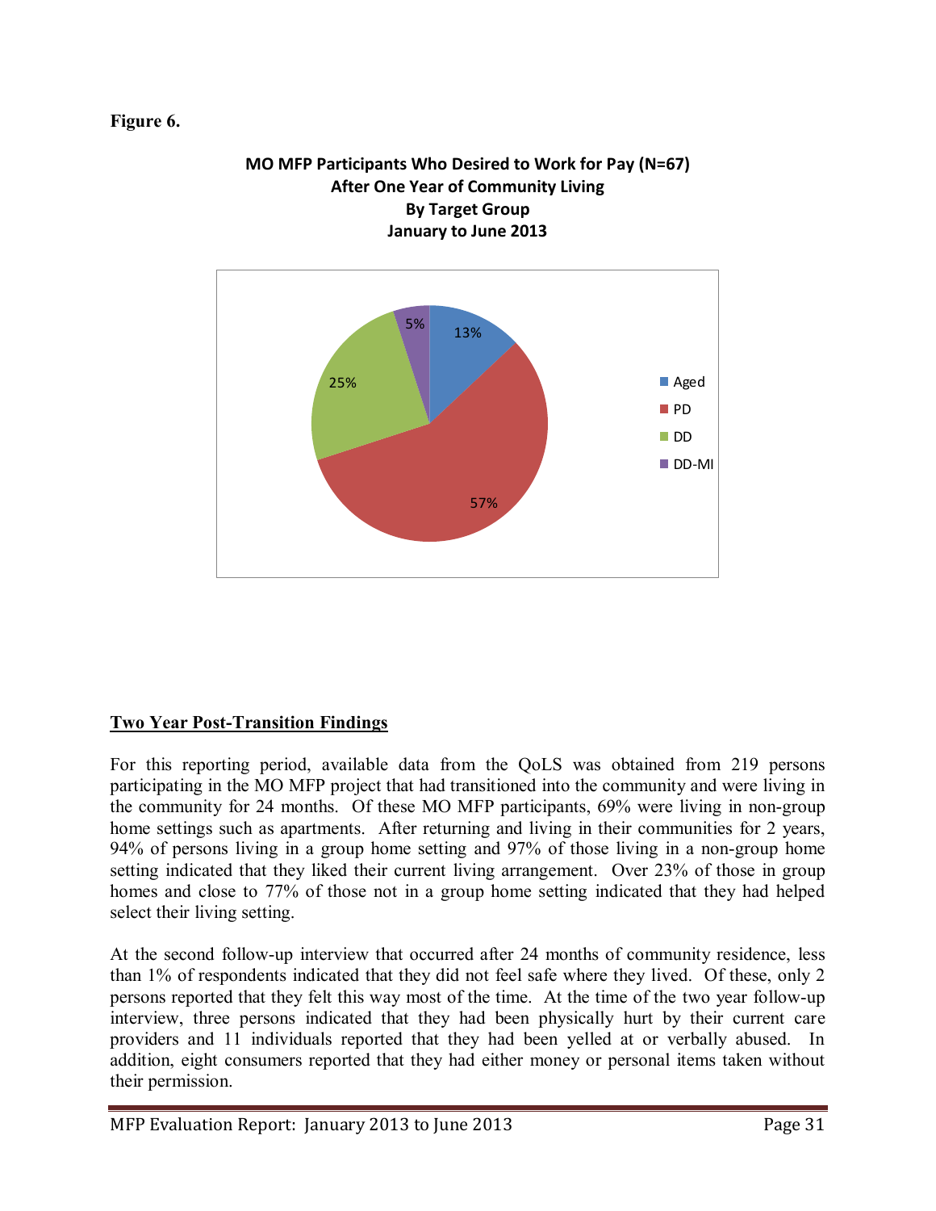**Figure 6.**

**MO MFP Participants Who Desired to Work for Pay (N=67)**
**After One Year of Community Living**
**By Target Group**
**January to June 2013**

| Target Group | Percent |
|---|---|
| Aged | 13% |
| PD | 57% |
| DD | 25% |
| DD-MI | 5% |

## Two Year Post-Transition Findings

For this reporting period, available data from the QoLS was obtained from 219 persons participating in the MO MFP project that had transitioned into the community and were living in the community for 24 months. Of these MO MFP participants, 69% were living in non-group home settings such as apartments. After returning and living in their communities for 2 years, 94% of persons living in a group home setting and 97% of those living in a non-group home setting indicated that they liked their current living arrangement. Over 23% of those in group homes and close to 77% of those not in a group home setting indicated that they had helped select their living setting.

At the second follow-up interview that occurred after 24 months of community residence, less than 1% of respondents indicated that they did not feel safe where they lived. Of these, only 2 persons reported that they felt this way most of the time. At the time of the two year follow-up interview, three persons indicated that they had been physically hurt by their current care providers and 11 individuals reported that they had been yelled at or verbally abused. In addition, eight consumers reported that they had either money or personal items taken without their permission.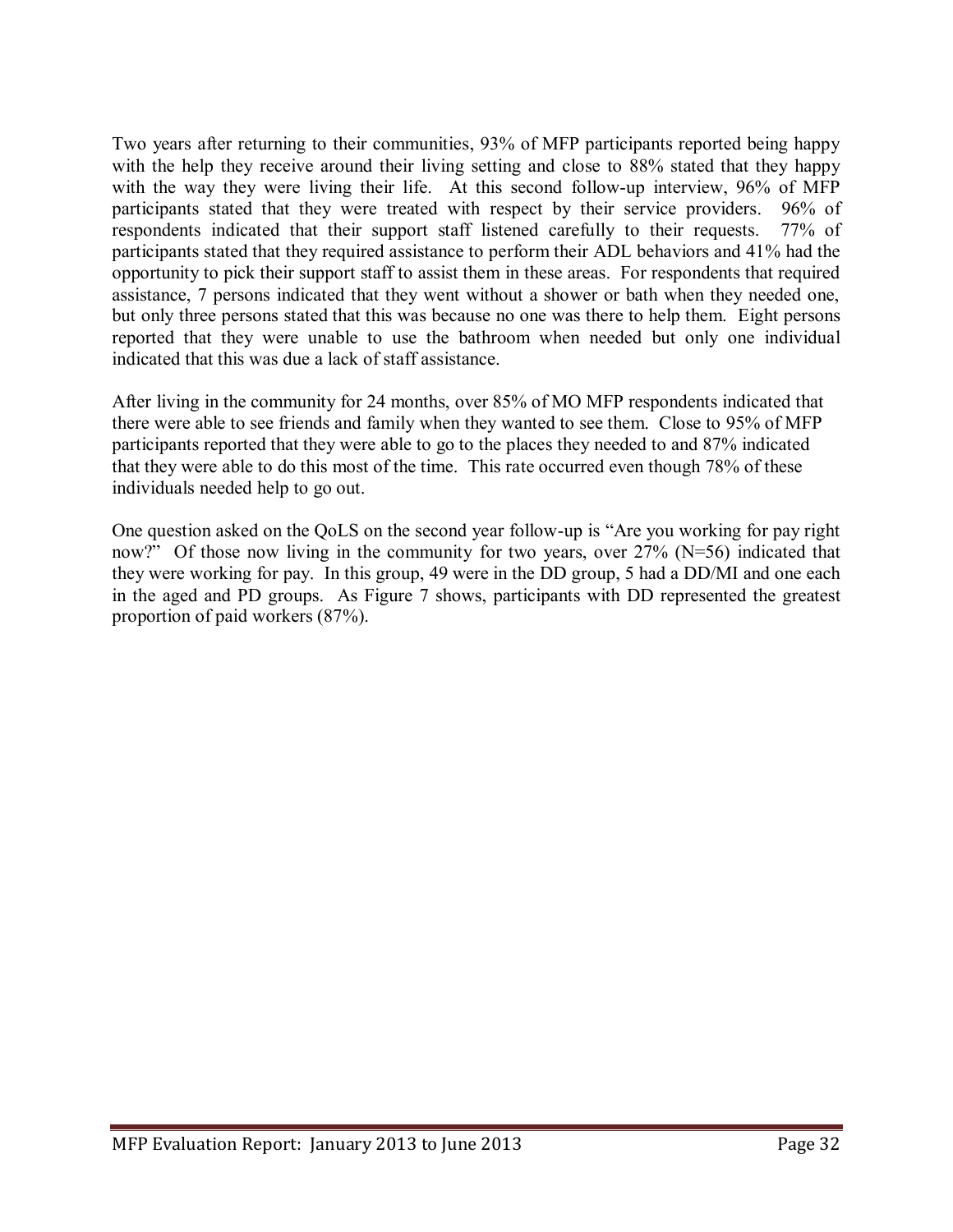Two years after returning to their communities, 93% of MFP participants reported being happy with the help they receive around their living setting and close to 88% stated that they happy with the way they were living their life. At this second follow-up interview, 96% of MFP participants stated that they were treated with respect by their service providers. 96% of respondents indicated that their support staff listened carefully to their requests. 77% of participants stated that they required assistance to perform their ADL behaviors and 41% had the opportunity to pick their support staff to assist them in these areas. For respondents that required assistance, 7 persons indicated that they went without a shower or bath when they needed one, but only three persons stated that this was because no one was there to help them. Eight persons reported that they were unable to use the bathroom when needed but only one individual indicated that this was due a lack of staff assistance.

After living in the community for 24 months, over 85% of MO MFP respondents indicated that there were able to see friends and family when they wanted to see them. Close to 95% of MFP participants reported that they were able to go to the places they needed to and 87% indicated that they were able to do this most of the time. This rate occurred even though 78% of these individuals needed help to go out.

One question asked on the QoLS on the second year follow-up is "Are you working for pay right now?" Of those now living in the community for two years, over 27% (N=56) indicated that they were working for pay. In this group, 49 were in the DD group, 5 had a DD/MI and one each in the aged and PD groups. As Figure 7 shows, participants with DD represented the greatest proportion of paid workers (87%).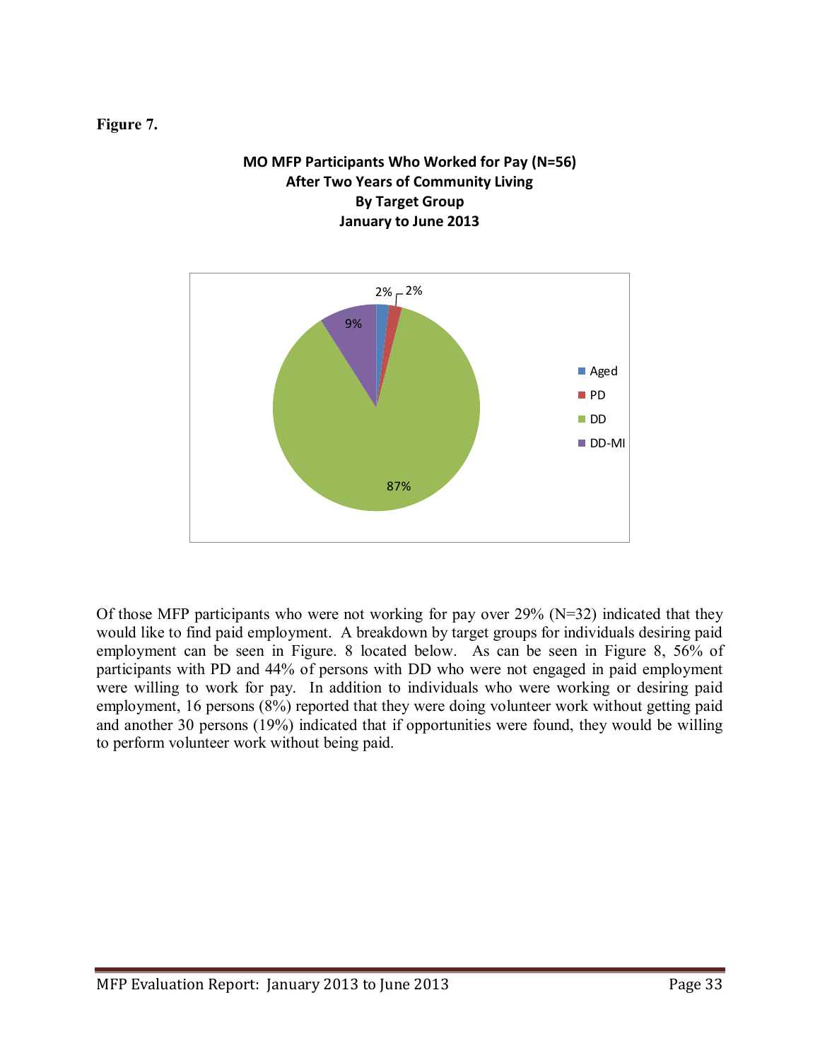**Figure 7.**

**MO MFP Participants Who Worked for Pay (N=56)**
**After Two Years of Community Living**
**By Target Group**
**January to June 2013**

| Target Group | Percent |
| --- | --- |
| Aged | 2% |
| PD | 2% |
| DD | 87% |
| DD-MI | 9% |

Of those MFP participants who were not working for pay over 29% (N=32) indicated that they would like to find paid employment. A breakdown by target groups for individuals desiring paid employment can be seen in Figure. 8 located below. As can be seen in Figure 8, 56% of participants with PD and 44% of persons with DD who were not engaged in paid employment were willing to work for pay. In addition to individuals who were working or desiring paid employment, 16 persons (8%) reported that they were doing volunteer work without getting paid and another 30 persons (19%) indicated that if opportunities were found, they would be willing to perform volunteer work without being paid.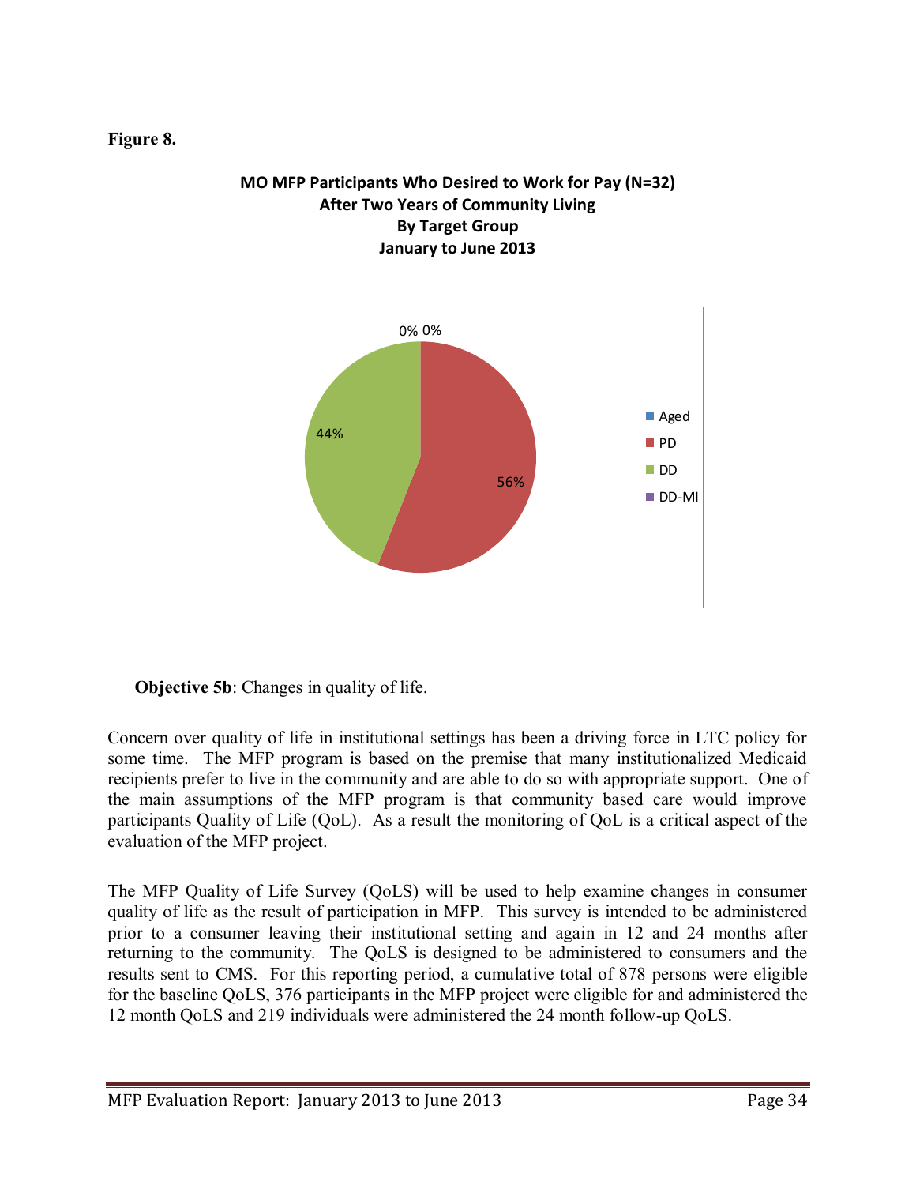**Figure 8.**

**MO MFP Participants Who Desired to Work for Pay (N=32) After Two Years of Community Living By Target Group January to June 2013**

| Target Group | Percent |
|---|---|
| Aged | 0% |
| PD | 56% |
| DD | 44% |
| DD-MI | 0% |

**Objective 5b**: Changes in quality of life.

Concern over quality of life in institutional settings has been a driving force in LTC policy for some time. The MFP program is based on the premise that many institutionalized Medicaid recipients prefer to live in the community and are able to do so with appropriate support. One of the main assumptions of the MFP program is that community based care would improve participants Quality of Life (QoL). As a result the monitoring of QoL is a critical aspect of the evaluation of the MFP project.

The MFP Quality of Life Survey (QoLS) will be used to help examine changes in consumer quality of life as the result of participation in MFP. This survey is intended to be administered prior to a consumer leaving their institutional setting and again in 12 and 24 months after returning to the community. The QoLS is designed to be administered to consumers and the results sent to CMS. For this reporting period, a cumulative total of 878 persons were eligible for the baseline QoLS, 376 participants in the MFP project were eligible for and administered the 12 month QoLS and 219 individuals were administered the 24 month follow-up QoLS.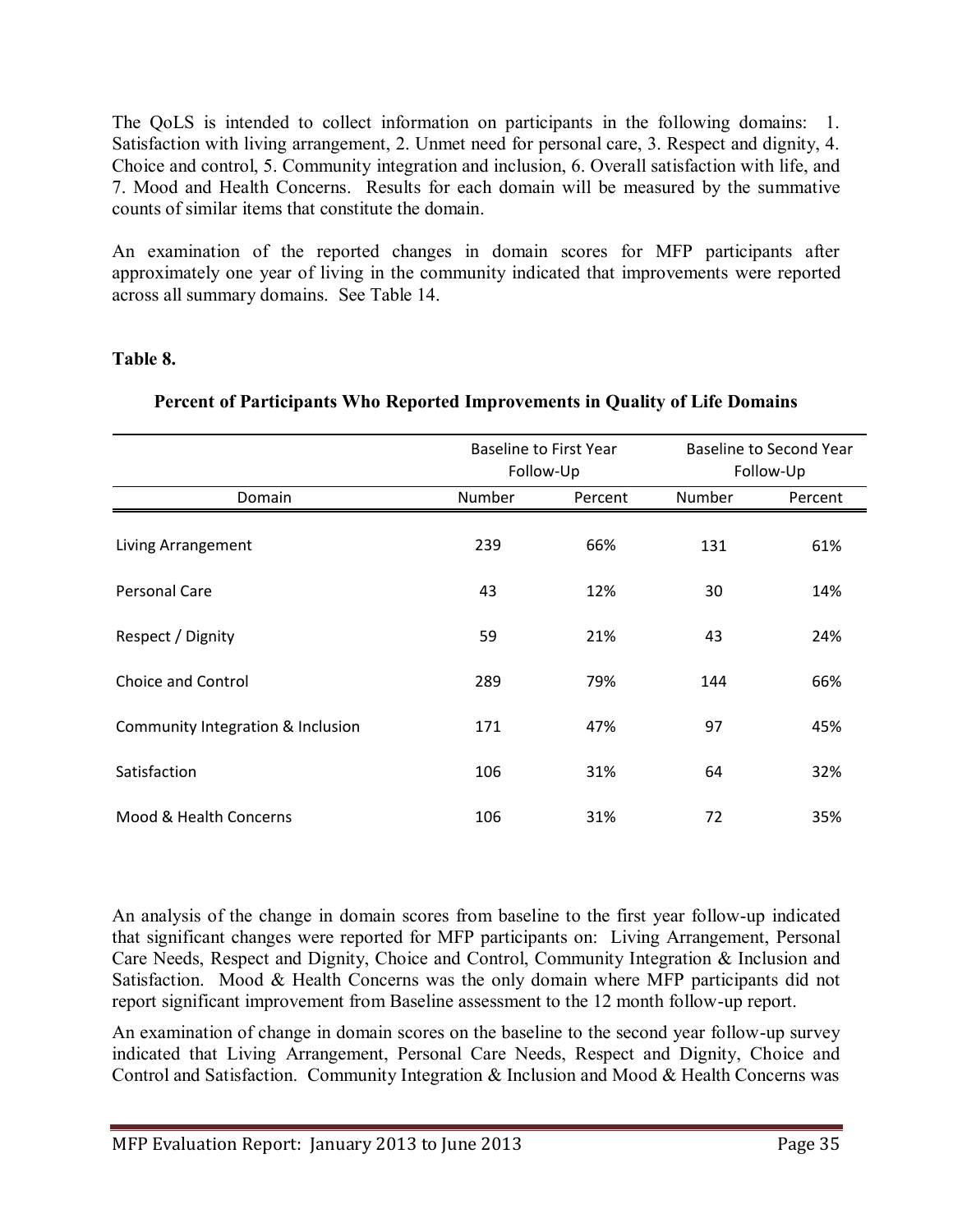The QoLS is intended to collect information on participants in the following domains: 1. Satisfaction with living arrangement, 2. Unmet need for personal care, 3. Respect and dignity, 4. Choice and control, 5. Community integration and inclusion, 6. Overall satisfaction with life, and 7. Mood and Health Concerns. Results for each domain will be measured by the summative counts of similar items that constitute the domain.

An examination of the reported changes in domain scores for MFP participants after approximately one year of living in the community indicated that improvements were reported across all summary domains. See Table 14.

**Table 8.**

**Percent of Participants Who Reported Improvements in Quality of Life Domains**

| | Baseline to First Year Follow-Up | | Baseline to Second Year Follow-Up | |
|---|---|---|---|---|
| Domain | Number | Percent | Number | Percent |
| Living Arrangement | 239 | 66% | 131 | 61% |
| Personal Care | 43 | 12% | 30 | 14% |
| Respect / Dignity | 59 | 21% | 43 | 24% |
| Choice and Control | 289 | 79% | 144 | 66% |
| Community Integration & Inclusion | 171 | 47% | 97 | 45% |
| Satisfaction | 106 | 31% | 64 | 32% |
| Mood & Health Concerns | 106 | 31% | 72 | 35% |

An analysis of the change in domain scores from baseline to the first year follow-up indicated that significant changes were reported for MFP participants on: Living Arrangement, Personal Care Needs, Respect and Dignity, Choice and Control, Community Integration & Inclusion and Satisfaction. Mood & Health Concerns was the only domain where MFP participants did not report significant improvement from Baseline assessment to the 12 month follow-up report.

An examination of change in domain scores on the baseline to the second year follow-up survey indicated that Living Arrangement, Personal Care Needs, Respect and Dignity, Choice and Control and Satisfaction. Community Integration & Inclusion and Mood & Health Concerns was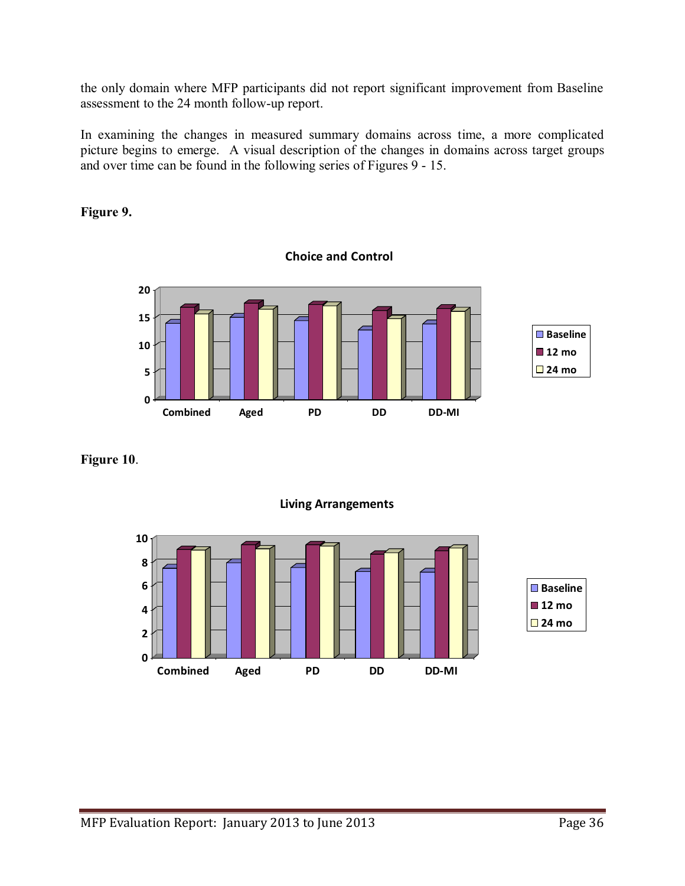the only domain where MFP participants did not report significant improvement from Baseline assessment to the 24 month follow-up report.

In examining the changes in measured summary domains across time, a more complicated picture begins to emerge. A visual description of the changes in domains across target groups and over time can be found in the following series of Figures 9 - 15.

**Figure 9.**

**Choice and Control**

**Figure 10.**

**Living Arrangements**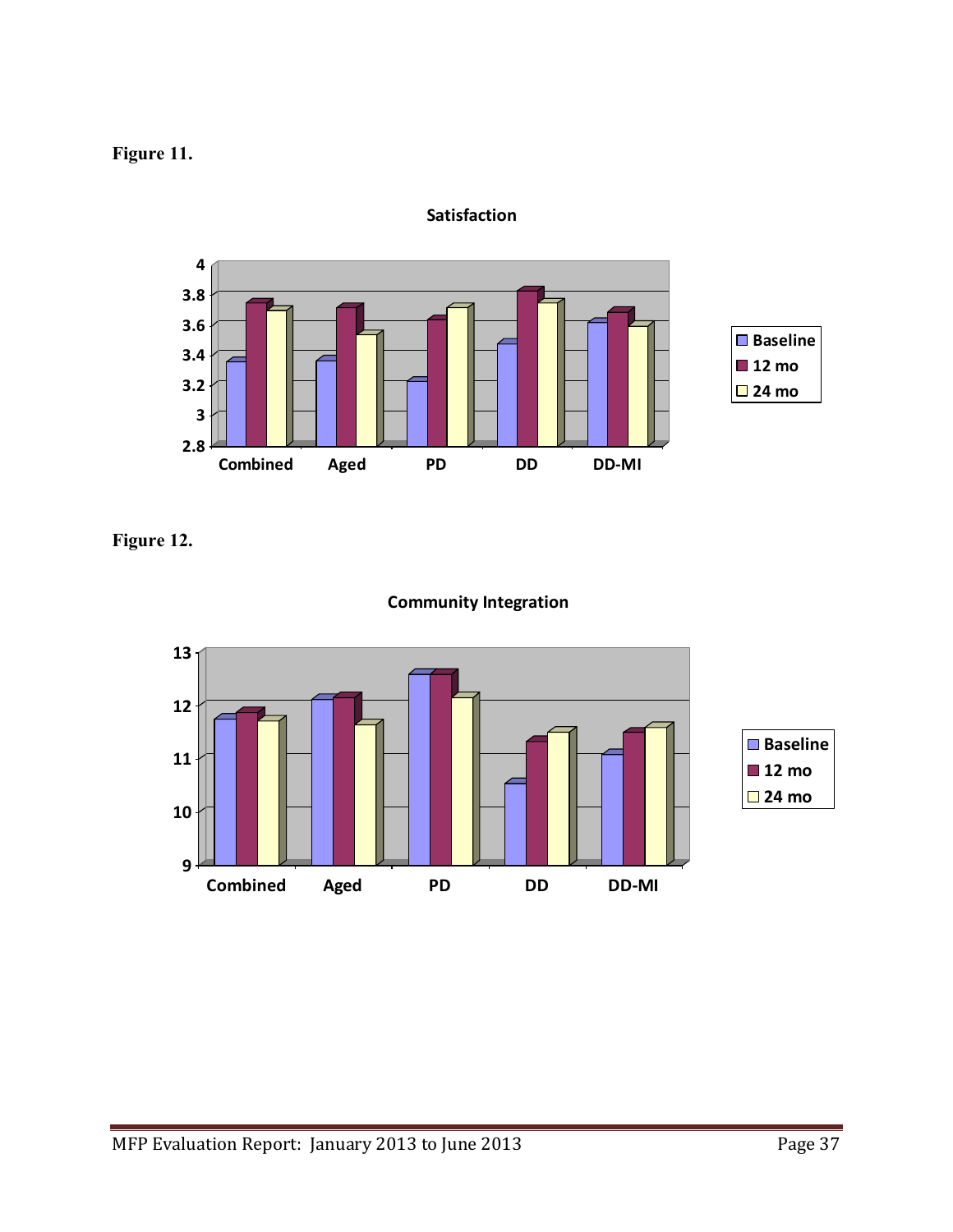**Figure 11.**

**Satisfaction**

**Figure 12.**

**Community Integration**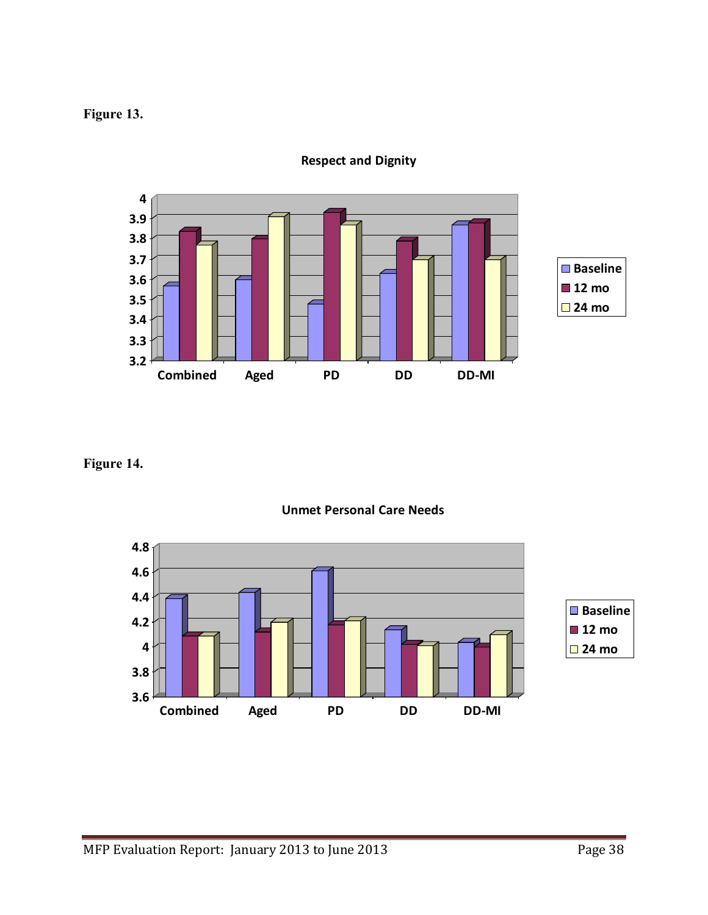**Figure 13.**

**Respect and Dignity**

**Figure 14.**

**Unmet Personal Care Needs**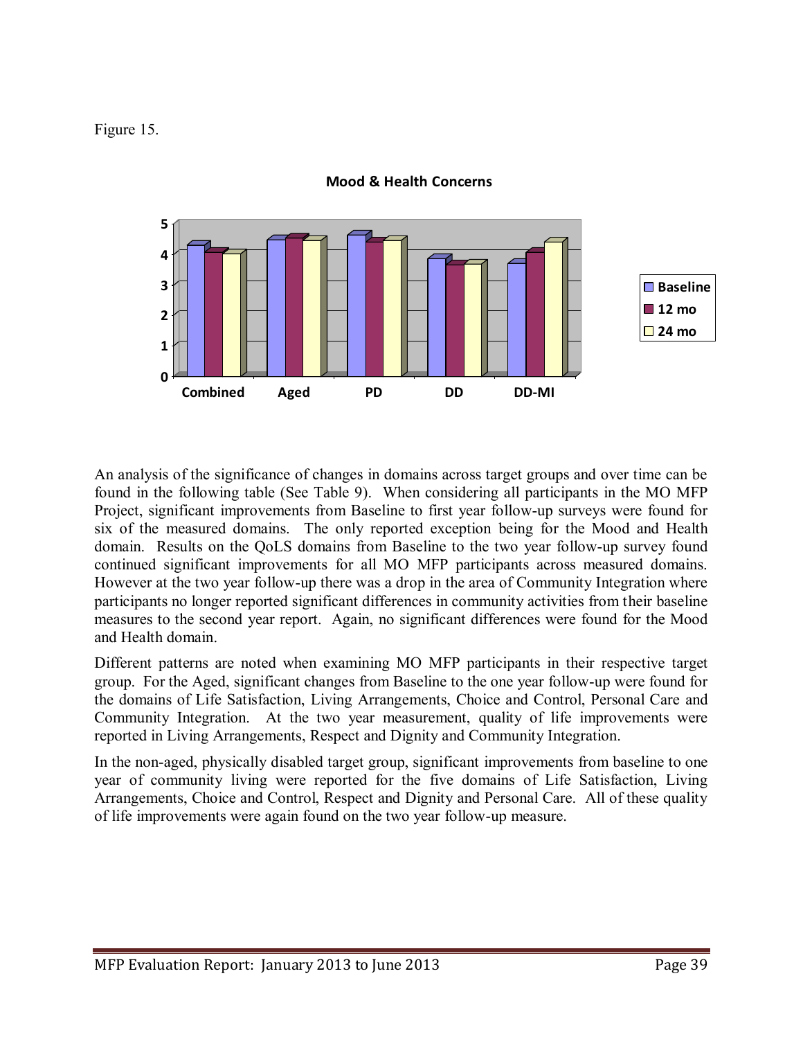Figure 15.

**Mood & Health Concerns**

An analysis of the significance of changes in domains across target groups and over time can be found in the following table (See Table 9). When considering all participants in the MO MFP Project, significant improvements from Baseline to first year follow-up surveys were found for six of the measured domains. The only reported exception being for the Mood and Health domain. Results on the QoLS domains from Baseline to the two year follow-up survey found continued significant improvements for all MO MFP participants across measured domains. However at the two year follow-up there was a drop in the area of Community Integration where participants no longer reported significant differences in community activities from their baseline measures to the second year report. Again, no significant differences were found for the Mood and Health domain.

Different patterns are noted when examining MO MFP participants in their respective target group. For the Aged, significant changes from Baseline to the one year follow-up were found for the domains of Life Satisfaction, Living Arrangements, Choice and Control, Personal Care and Community Integration. At the two year measurement, quality of life improvements were reported in Living Arrangements, Respect and Dignity and Community Integration.

In the non-aged, physically disabled target group, significant improvements from baseline to one year of community living were reported for the five domains of Life Satisfaction, Living Arrangements, Choice and Control, Respect and Dignity and Personal Care. All of these quality of life improvements were again found on the two year follow-up measure.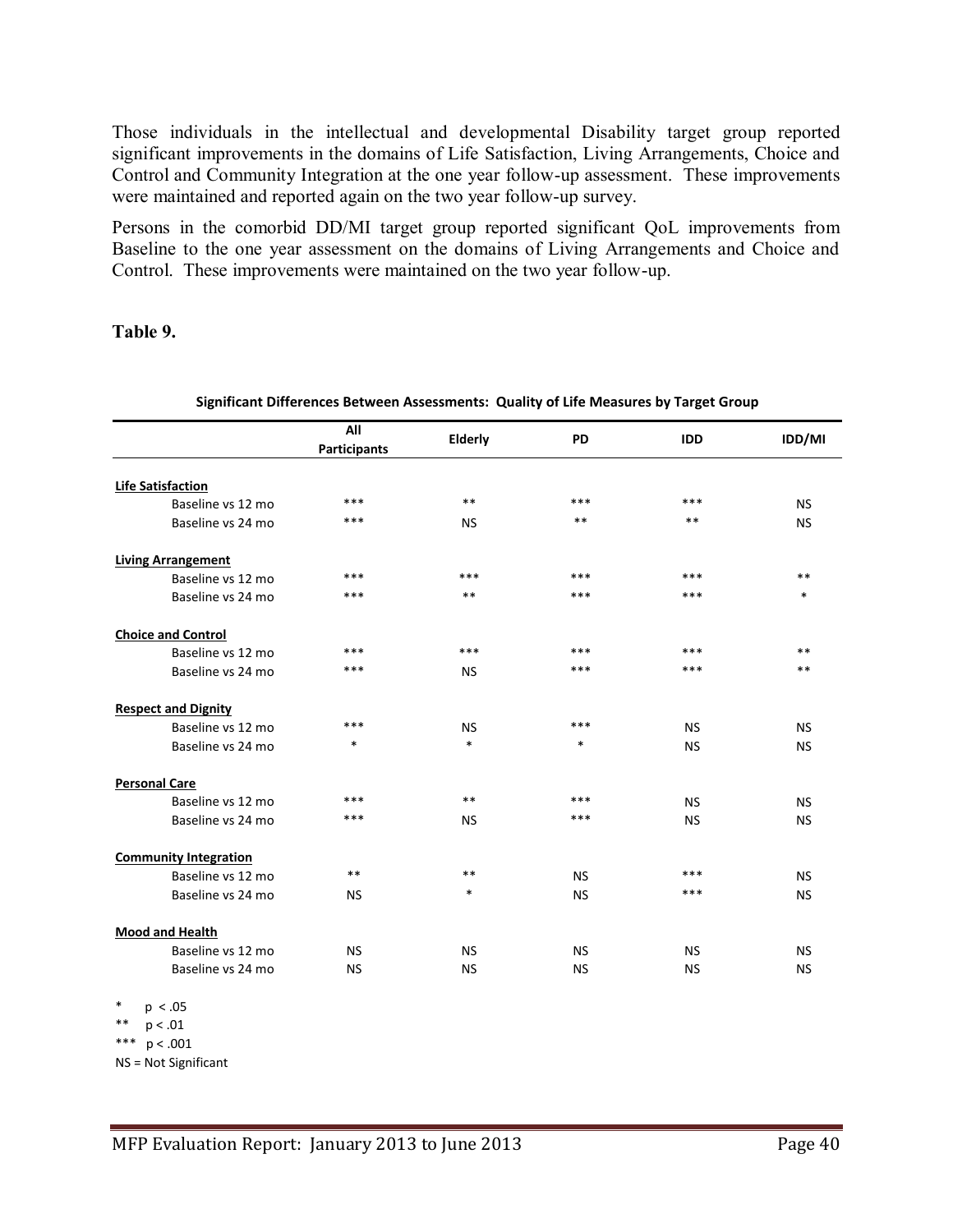Those individuals in the intellectual and developmental Disability target group reported significant improvements in the domains of Life Satisfaction, Living Arrangements, Choice and Control and Community Integration at the one year follow-up assessment. These improvements were maintained and reported again on the two year follow-up survey.

Persons in the comorbid DD/MI target group reported significant QoL improvements from Baseline to the one year assessment on the domains of Living Arrangements and Choice and Control. These improvements were maintained on the two year follow-up.

**Table 9.**

**Significant Differences Between Assessments: Quality of Life Measures by Target Group**

| | All Participants | Elderly | PD | IDD | IDD/MI |
|---|---|---|---|---|---|
| **Life Satisfaction** | | | | | |
| Baseline vs 12 mo | *** | ** | *** | *** | NS |
| Baseline vs 24 mo | *** | NS | ** | ** | NS |
| **Living Arrangement** | | | | | |
| Baseline vs 12 mo | *** | *** | *** | *** | ** |
| Baseline vs 24 mo | *** | ** | *** | *** | * |
| **Choice and Control** | | | | | |
| Baseline vs 12 mo | *** | *** | *** | *** | ** |
| Baseline vs 24 mo | *** | NS | *** | *** | ** |
| **Respect and Dignity** | | | | | |
| Baseline vs 12 mo | *** | NS | *** | NS | NS |
| Baseline vs 24 mo | * | * | * | NS | NS |
| **Personal Care** | | | | | |
| Baseline vs 12 mo | *** | ** | *** | NS | NS |
| Baseline vs 24 mo | *** | NS | *** | NS | NS |
| **Community Integration** | | | | | |
| Baseline vs 12 mo | ** | ** | NS | *** | NS |
| Baseline vs 24 mo | NS | * | NS | *** | NS |
| **Mood and Health** | | | | | |
| Baseline vs 12 mo | NS | NS | NS | NS | NS |
| Baseline vs 24 mo | NS | NS | NS | NS | NS |

\* $p < .05$

\*\* $p < .01$

\*\*\* $p < .001$

NS = Not Significant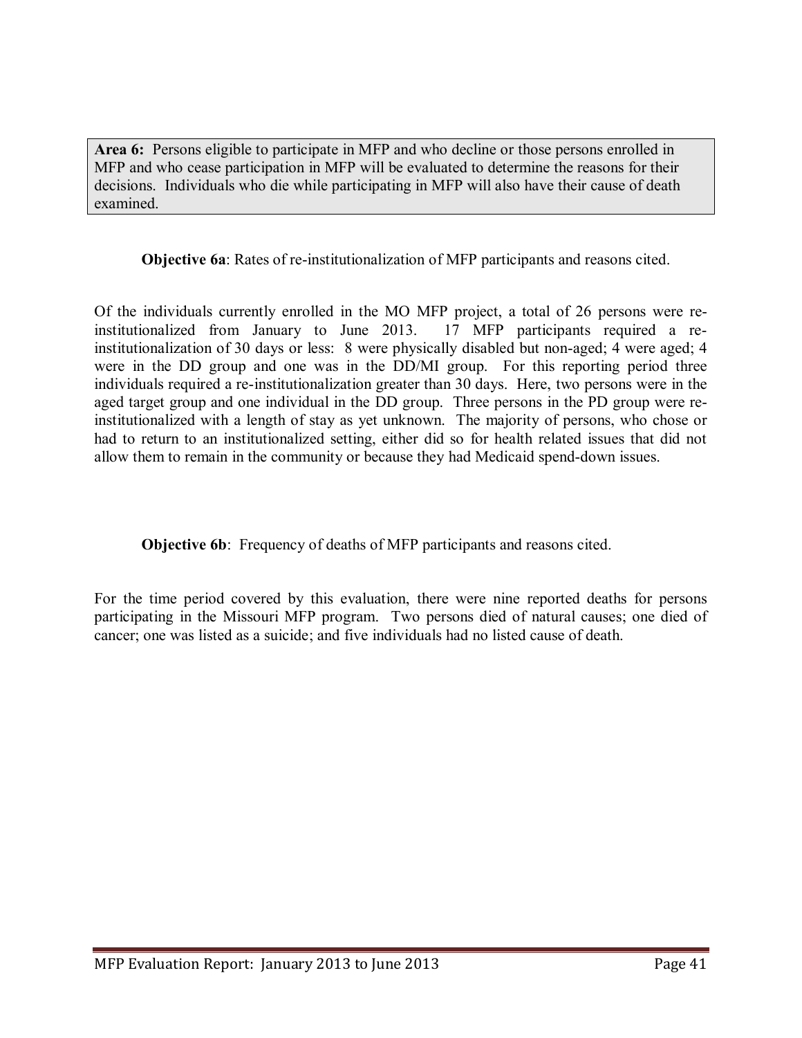**Area 6:** Persons eligible to participate in MFP and who decline or those persons enrolled in MFP and who cease participation in MFP will be evaluated to determine the reasons for their decisions. Individuals who die while participating in MFP will also have their cause of death examined.

**Objective 6a**: Rates of re-institutionalization of MFP participants and reasons cited.

Of the individuals currently enrolled in the MO MFP project, a total of 26 persons were re-institutionalized from January to June 2013. 17 MFP participants required a re-institutionalization of 30 days or less: 8 were physically disabled but non-aged; 4 were aged; 4 were in the DD group and one was in the DD/MI group. For this reporting period three individuals required a re-institutionalization greater than 30 days. Here, two persons were in the aged target group and one individual in the DD group. Three persons in the PD group were re-institutionalized with a length of stay as yet unknown. The majority of persons, who chose or had to return to an institutionalized setting, either did so for health related issues that did not allow them to remain in the community or because they had Medicaid spend-down issues.

**Objective 6b**: Frequency of deaths of MFP participants and reasons cited.

For the time period covered by this evaluation, there were nine reported deaths for persons participating in the Missouri MFP program. Two persons died of natural causes; one died of cancer; one was listed as a suicide; and five individuals had no listed cause of death.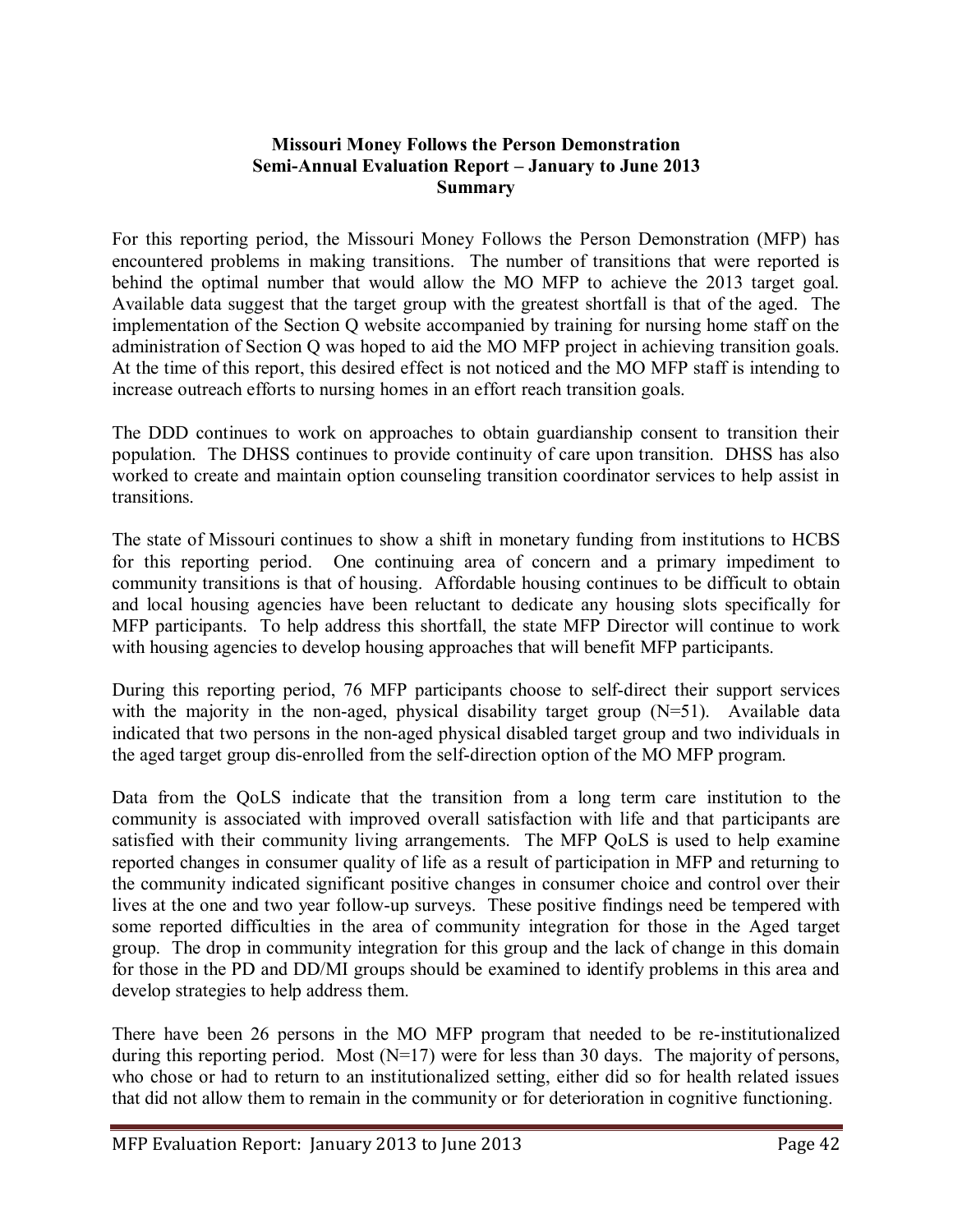**Missouri Money Follows the Person Demonstration**
**Semi-Annual Evaluation Report – January to June 2013**
**Summary**

For this reporting period, the Missouri Money Follows the Person Demonstration (MFP) has encountered problems in making transitions. The number of transitions that were reported is behind the optimal number that would allow the MO MFP to achieve the 2013 target goal. Available data suggest that the target group with the greatest shortfall is that of the aged. The implementation of the Section Q website accompanied by training for nursing home staff on the administration of Section Q was hoped to aid the MO MFP project in achieving transition goals. At the time of this report, this desired effect is not noticed and the MO MFP staff is intending to increase outreach efforts to nursing homes in an effort reach transition goals.

The DDD continues to work on approaches to obtain guardianship consent to transition their population. The DHSS continues to provide continuity of care upon transition. DHSS has also worked to create and maintain option counseling transition coordinator services to help assist in transitions.

The state of Missouri continues to show a shift in monetary funding from institutions to HCBS for this reporting period. One continuing area of concern and a primary impediment to community transitions is that of housing. Affordable housing continues to be difficult to obtain and local housing agencies have been reluctant to dedicate any housing slots specifically for MFP participants. To help address this shortfall, the state MFP Director will continue to work with housing agencies to develop housing approaches that will benefit MFP participants.

During this reporting period, 76 MFP participants choose to self-direct their support services with the majority in the non-aged, physical disability target group (N=51). Available data indicated that two persons in the non-aged physical disabled target group and two individuals in the aged target group dis-enrolled from the self-direction option of the MO MFP program.

Data from the QoLS indicate that the transition from a long term care institution to the community is associated with improved overall satisfaction with life and that participants are satisfied with their community living arrangements. The MFP QoLS is used to help examine reported changes in consumer quality of life as a result of participation in MFP and returning to the community indicated significant positive changes in consumer choice and control over their lives at the one and two year follow-up surveys. These positive findings need be tempered with some reported difficulties in the area of community integration for those in the Aged target group. The drop in community integration for this group and the lack of change in this domain for those in the PD and DD/MI groups should be examined to identify problems in this area and develop strategies to help address them.

There have been 26 persons in the MO MFP program that needed to be re-institutionalized during this reporting period. Most (N=17) were for less than 30 days. The majority of persons, who chose or had to return to an institutionalized setting, either did so for health related issues that did not allow them to remain in the community or for deterioration in cognitive functioning.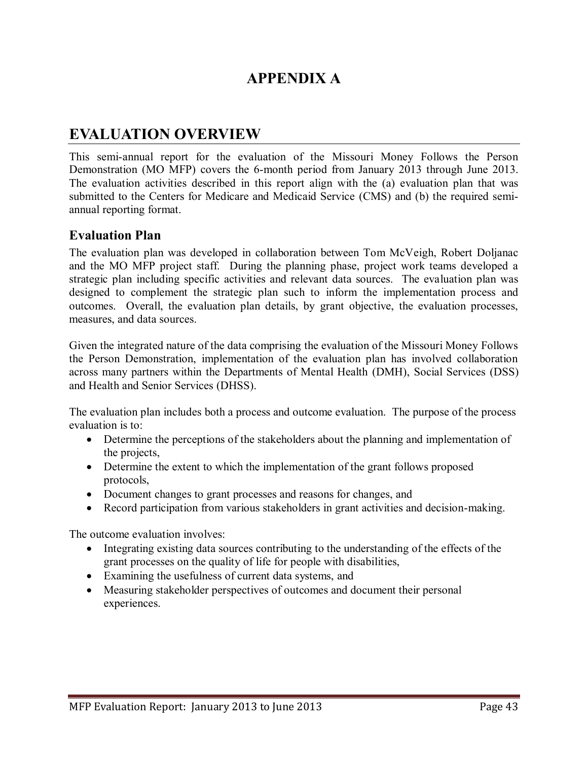# APPENDIX A

## EVALUATION OVERVIEW

This semi-annual report for the evaluation of the Missouri Money Follows the Person Demonstration (MO MFP) covers the 6-month period from January 2013 through June 2013. The evaluation activities described in this report align with the (a) evaluation plan that was submitted to the Centers for Medicare and Medicaid Service (CMS) and (b) the required semi-annual reporting format.

### Evaluation Plan

The evaluation plan was developed in collaboration between Tom McVeigh, Robert Doljanac and the MO MFP project staff. During the planning phase, project work teams developed a strategic plan including specific activities and relevant data sources. The evaluation plan was designed to complement the strategic plan such to inform the implementation process and outcomes. Overall, the evaluation plan details, by grant objective, the evaluation processes, measures, and data sources.

Given the integrated nature of the data comprising the evaluation of the Missouri Money Follows the Person Demonstration, implementation of the evaluation plan has involved collaboration across many partners within the Departments of Mental Health (DMH), Social Services (DSS) and Health and Senior Services (DHSS).

The evaluation plan includes both a process and outcome evaluation. The purpose of the process evaluation is to:

- Determine the perceptions of the stakeholders about the planning and implementation of the projects,
- Determine the extent to which the implementation of the grant follows proposed protocols,
- Document changes to grant processes and reasons for changes, and
- Record participation from various stakeholders in grant activities and decision-making.

The outcome evaluation involves:

- Integrating existing data sources contributing to the understanding of the effects of the grant processes on the quality of life for people with disabilities,
- Examining the usefulness of current data systems, and
- Measuring stakeholder perspectives of outcomes and document their personal experiences.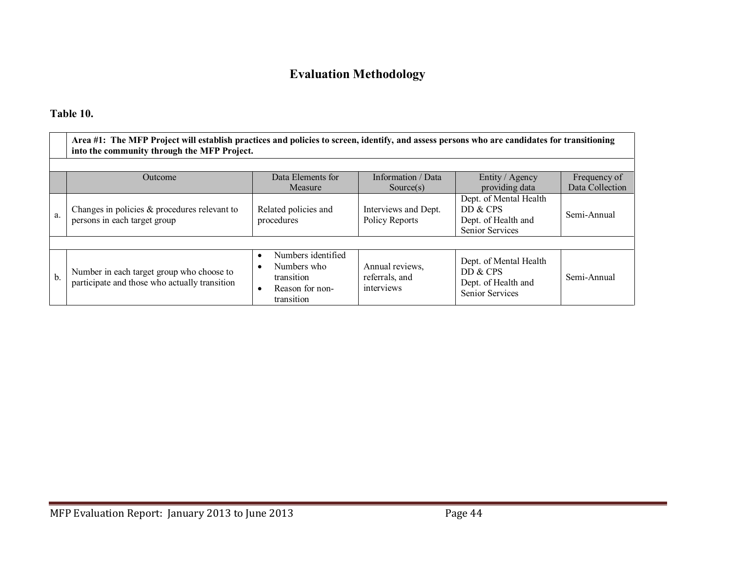# Evaluation Methodology

**Table 10.**

| | **Area #1: The MFP Project will establish practices and policies to screen, identify, and assess persons who are candidates for transitioning into the community through the MFP Project.** | | | | |
|---|---|---|---|---|---|
| | Outcome | Data Elements for Measure | Information / Data Source(s) | Entity / Agency providing data | Frequency of Data Collection |
| a. | Changes in policies & procedures relevant to persons in each target group | Related policies and procedures | Interviews and Dept. Policy Reports | Dept. of Mental Health DD & CPS<br>Dept. of Health and Senior Services | Semi-Annual |
| b. | Number in each target group who choose to participate and those who actually transition | • Numbers identified<br>• Numbers who transition<br>• Reason for non-transition | Annual reviews, referrals, and interviews | Dept. of Mental Health DD & CPS<br>Dept. of Health and Senior Services | Semi-Annual |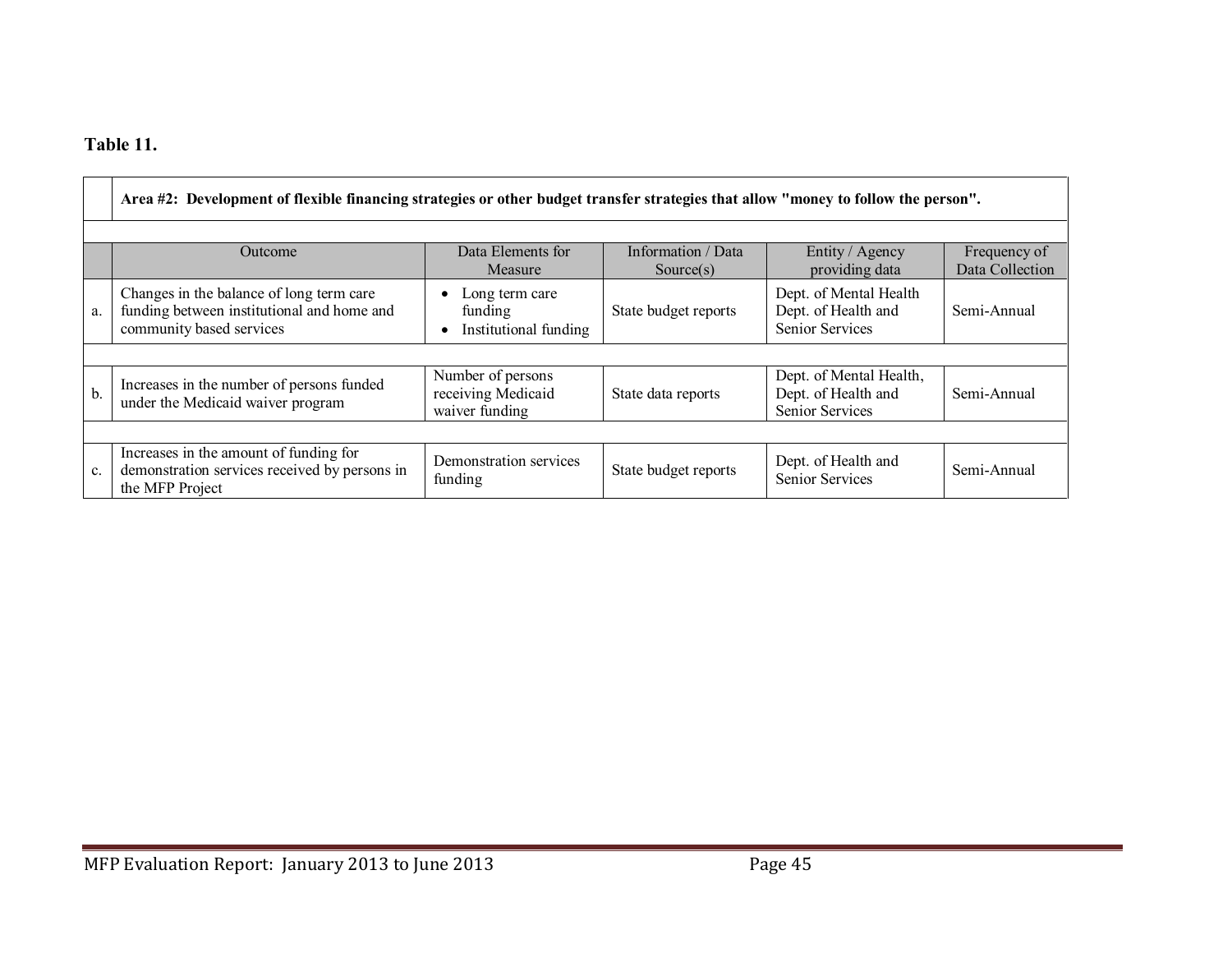**Table 11.**

| | Area #2: Development of flexible financing strategies or other budget transfer strategies that allow "money to follow the person". | | | | |
|---|---|---|---|---|---|
| | **Outcome** | **Data Elements for Measure** | **Information / Data Source(s)** | **Entity / Agency providing data** | **Frequency of Data Collection** |
| a. | Changes in the balance of long term care funding between institutional and home and community based services | • Long term care funding<br>• Institutional funding | State budget reports | Dept. of Mental Health Dept. of Health and Senior Services | Semi-Annual |
| b. | Increases in the number of persons funded under the Medicaid waiver program | Number of persons receiving Medicaid waiver funding | State data reports | Dept. of Mental Health, Dept. of Health and Senior Services | Semi-Annual |
| c. | Increases in the amount of funding for demonstration services received by persons in the MFP Project | Demonstration services funding | State budget reports | Dept. of Health and Senior Services | Semi-Annual |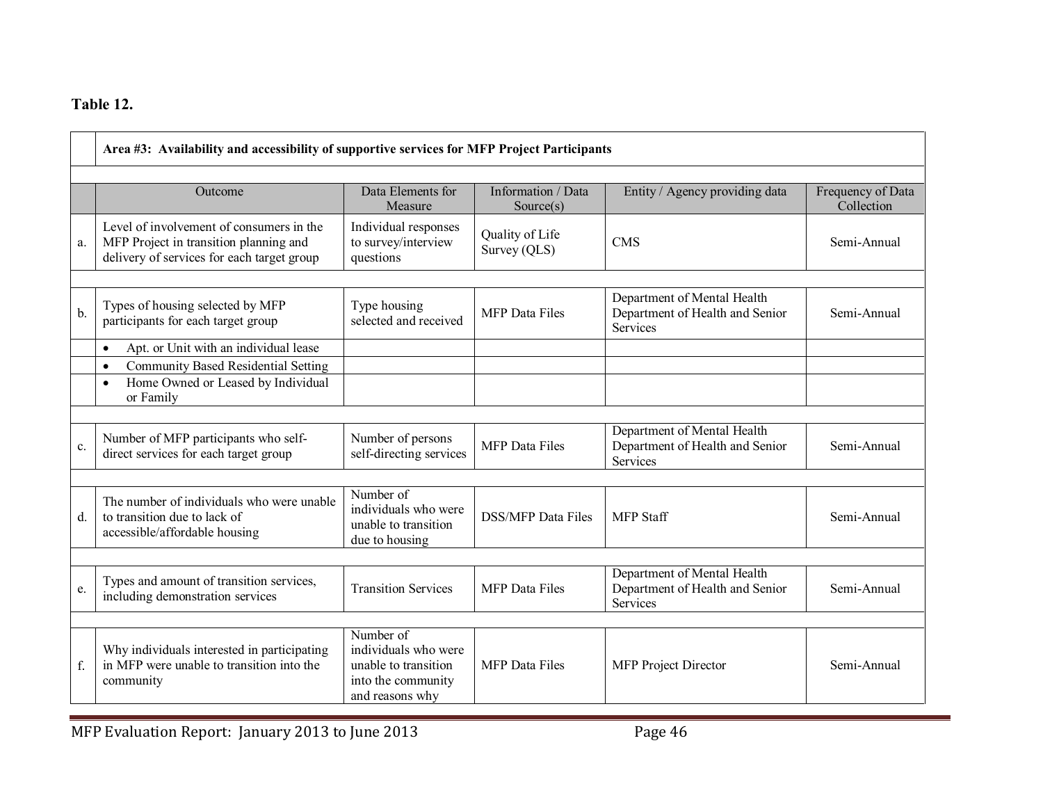**Table 12.**

| | Area #3: Availability and accessibility of supportive services for MFP Project Participants | | | | |
|---|---|---|---|---|---|
| | Outcome | Data Elements for Measure | Information / Data Source(s) | Entity / Agency providing data | Frequency of Data Collection |
| a. | Level of involvement of consumers in the MFP Project in transition planning and delivery of services for each target group | Individual responses to survey/interview questions | Quality of Life Survey (QLS) | CMS | Semi-Annual |
| b. | Types of housing selected by MFP participants for each target group | Type housing selected and received | MFP Data Files | Department of Mental Health Department of Health and Senior Services | Semi-Annual |
| | • Apt. or Unit with an individual lease | | | | |
| | • Community Based Residential Setting | | | | |
| | • Home Owned or Leased by Individual or Family | | | | |
| c. | Number of MFP participants who self-direct services for each target group | Number of persons self-directing services | MFP Data Files | Department of Mental Health Department of Health and Senior Services | Semi-Annual |
| d. | The number of individuals who were unable to transition due to lack of accessible/affordable housing | Number of individuals who were unable to transition due to housing | DSS/MFP Data Files | MFP Staff | Semi-Annual |
| e. | Types and amount of transition services, including demonstration services | Transition Services | MFP Data Files | Department of Mental Health Department of Health and Senior Services | Semi-Annual |
| f. | Why individuals interested in participating in MFP were unable to transition into the community | Number of individuals who were unable to transition into the community and reasons why | MFP Data Files | MFP Project Director | Semi-Annual |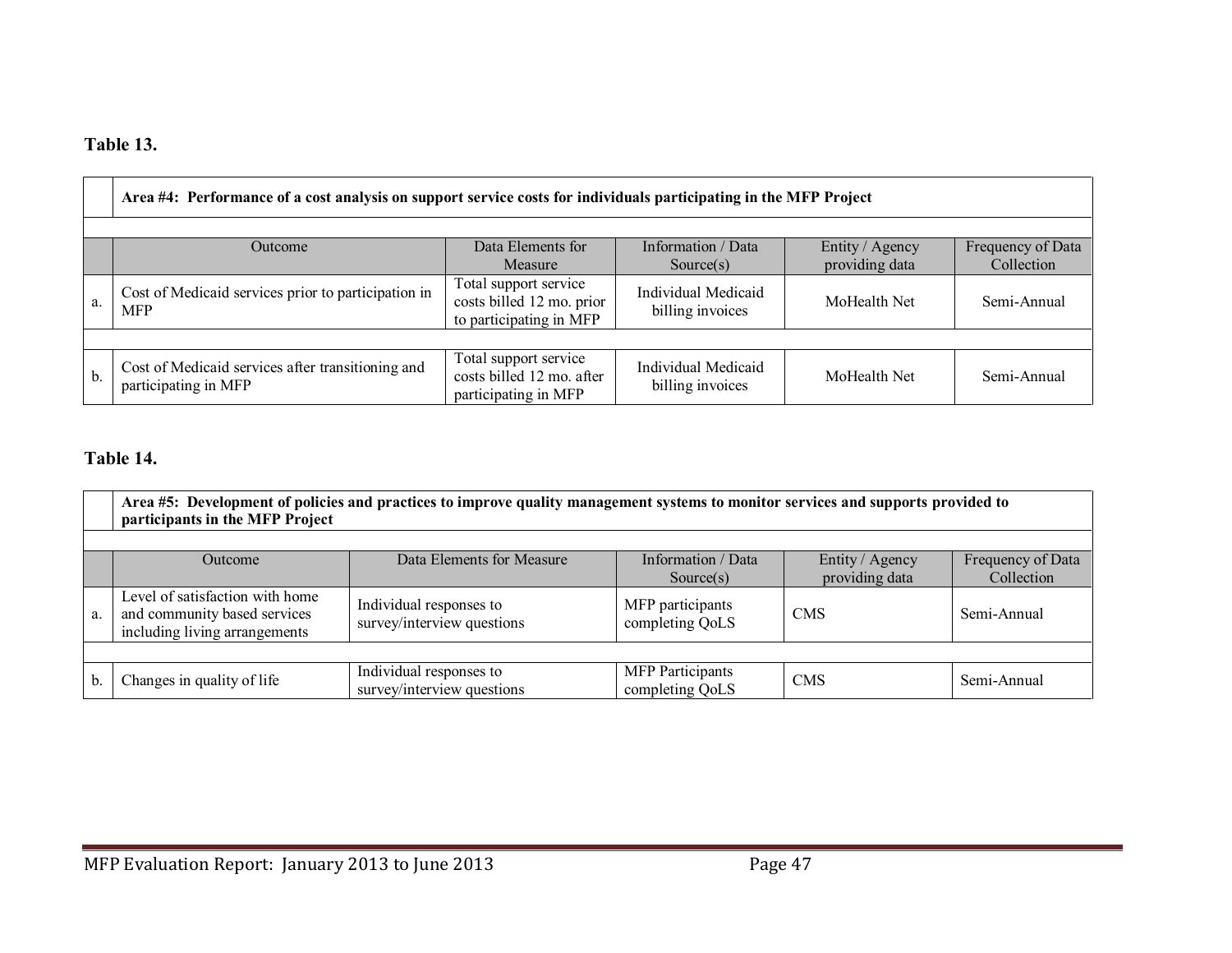**Table 13.**

| | Area #4: Performance of a cost analysis on support service costs for individuals participating in the MFP Project | | | | |
|---|---|---|---|---|---|
| | Outcome | Data Elements for Measure | Information / Data Source(s) | Entity / Agency providing data | Frequency of Data Collection |
| a. | Cost of Medicaid services prior to participation in MFP | Total support service costs billed 12 mo. prior to participating in MFP | Individual Medicaid billing invoices | MoHealth Net | Semi-Annual |
| b. | Cost of Medicaid services after transitioning and participating in MFP | Total support service costs billed 12 mo. after participating in MFP | Individual Medicaid billing invoices | MoHealth Net | Semi-Annual |

**Table 14.**

| | Area #5: Development of policies and practices to improve quality management systems to monitor services and supports provided to participants in the MFP Project | | | | |
|---|---|---|---|---|---|
| | Outcome | Data Elements for Measure | Information / Data Source(s) | Entity / Agency providing data | Frequency of Data Collection |
| a. | Level of satisfaction with home and community based services including living arrangements | Individual responses to survey/interview questions | MFP participants completing QoLS | CMS | Semi-Annual |
| b. | Changes in quality of life | Individual responses to survey/interview questions | MFP Participants completing QoLS | CMS | Semi-Annual |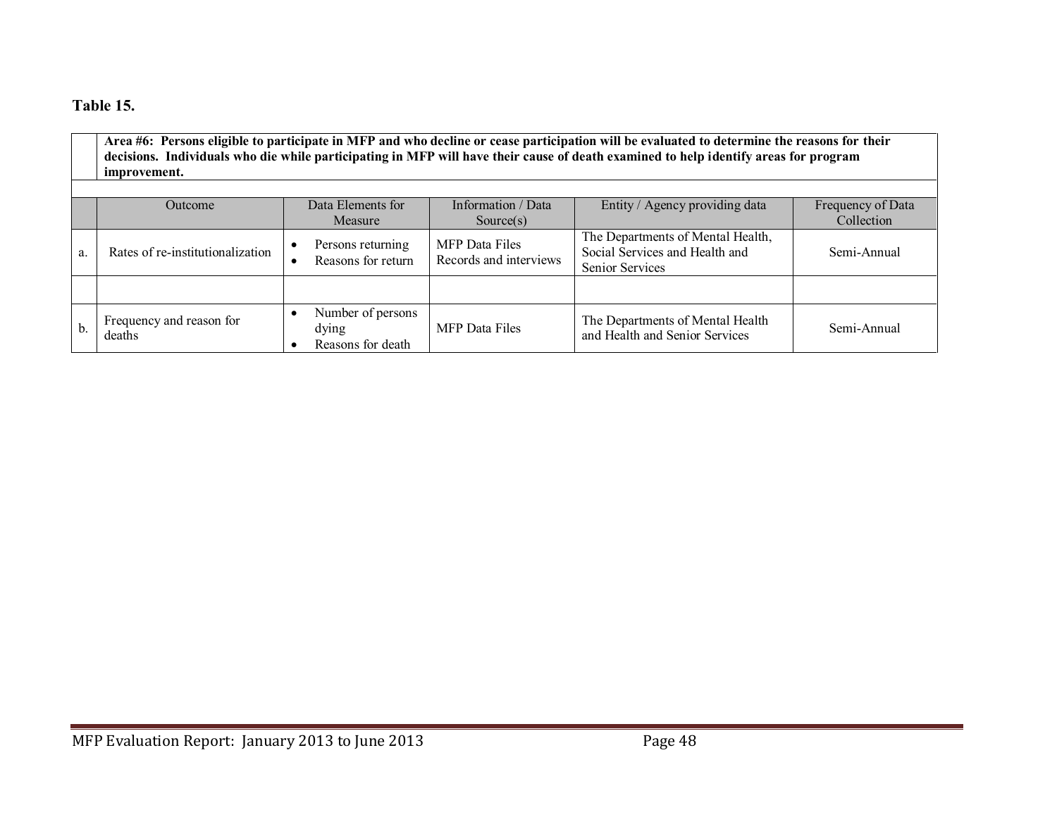**Table 15.**

| | | | | | |
|---|---|---|---|---|---|
| | **Area #6: Persons eligible to participate in MFP and who decline or cease participation will be evaluated to determine the reasons for their decisions. Individuals who die while participating in MFP will have their cause of death examined to help identify areas for program improvement.** | | | | |
| | | | | | |
| | Outcome | Data Elements for Measure | Information / Data Source(s) | Entity / Agency providing data | Frequency of Data Collection |
| a. | Rates of re-institutionalization | • Persons returning<br>• Reasons for return | MFP Data Files<br>Records and interviews | The Departments of Mental Health, Social Services and Health and Senior Services | Semi-Annual |
| | | | | | |
| b. | Frequency and reason for deaths | • Number of persons dying<br>• Reasons for death | MFP Data Files | The Departments of Mental Health and Health and Senior Services | Semi-Annual |